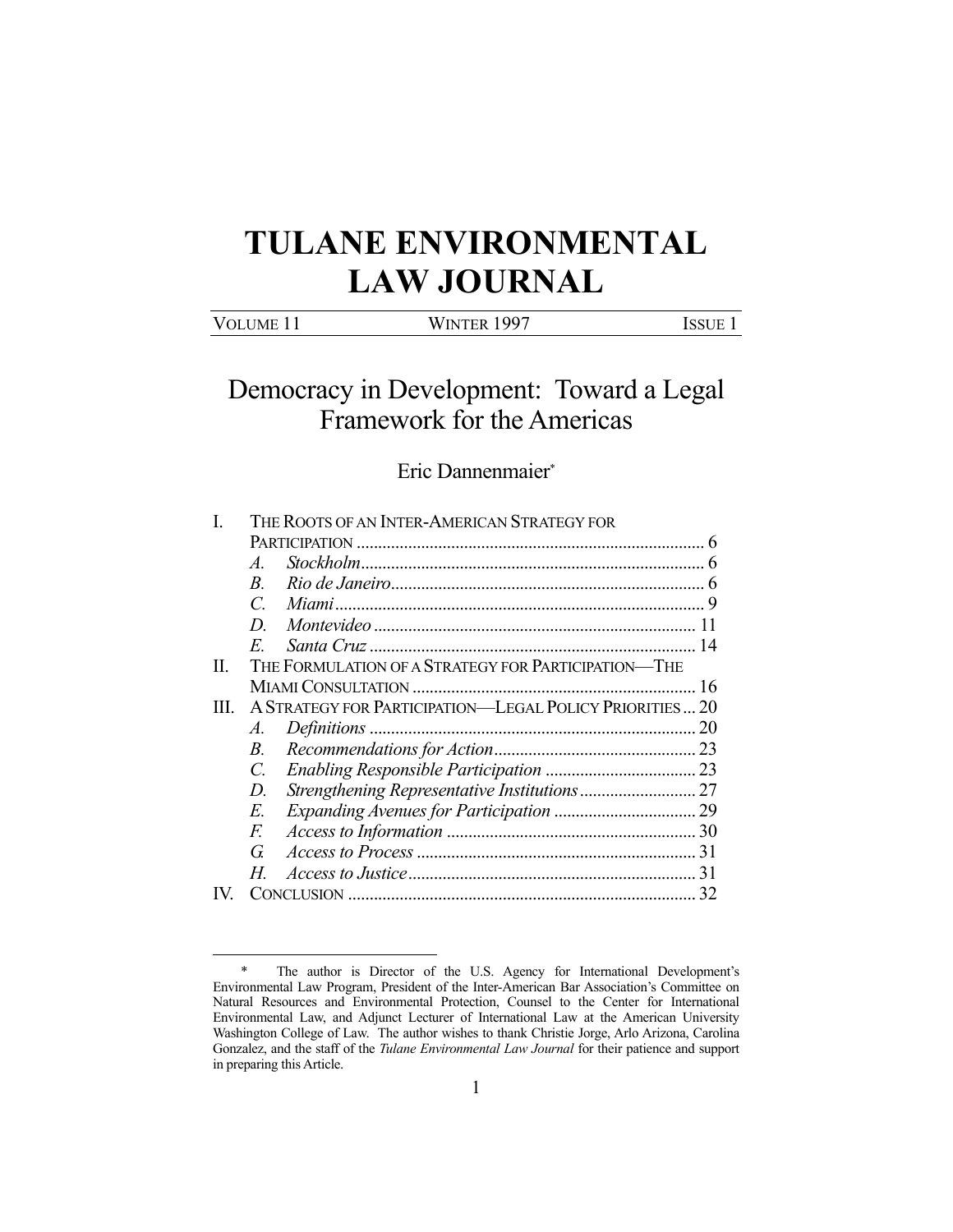# TULANE ENVIRONMENTAL LAW JOURNAL

VOLUME 11 WINTER 1997 ISSUE 1

## Democracy in Development: Toward a Legal Framework for the Americas

Eric Dannenmaier*

I. THE ROOTS OF AN INTER-AMERICAN STRATEGY FOR PARTICIPATION ................................................................................ 6
  - A. *Stockholm* ............................................................................... 6
  - B. *Rio de Janeiro* ........................................................................ 6
  - C. *Miami* ..................................................................................... 9
  - D. *Montevideo* .......................................................................... 11
  - E. *Santa Cruz* ........................................................................... 14

II. THE FORMULATION OF A STRATEGY FOR PARTICIPATION—THE MIAMI CONSULTATION .................................................................. 16

III. A STRATEGY FOR PARTICIPATION—LEGAL POLICY PRIORITIES ... 20
  - A. *Definitions* ........................................................................... 20
  - B. *Recommendations for Action* .............................................. 23
  - C. *Enabling Responsible Participation* .................................. 23
  - D. *Strengthening Representative Institutions* ........................... 27
  - E. *Expanding Avenues for Participation* ................................. 29
  - F. *Access to Information* ......................................................... 30
  - G. *Access to Process* ................................................................ 31
  - H. *Access to Justice* .................................................................. 31

IV. CONCLUSION ................................................................................ 32

---

\* The author is Director of the U.S. Agency for International Development's Environmental Law Program, President of the Inter-American Bar Association's Committee on Natural Resources and Environmental Protection, Counsel to the Center for International Environmental Law, and Adjunct Lecturer of International Law at the American University Washington College of Law. The author wishes to thank Christie Jorge, Arlo Arizona, Carolina Gonzalez, and the staff of the *Tulane Environmental Law Journal* for their patience and support in preparing this Article.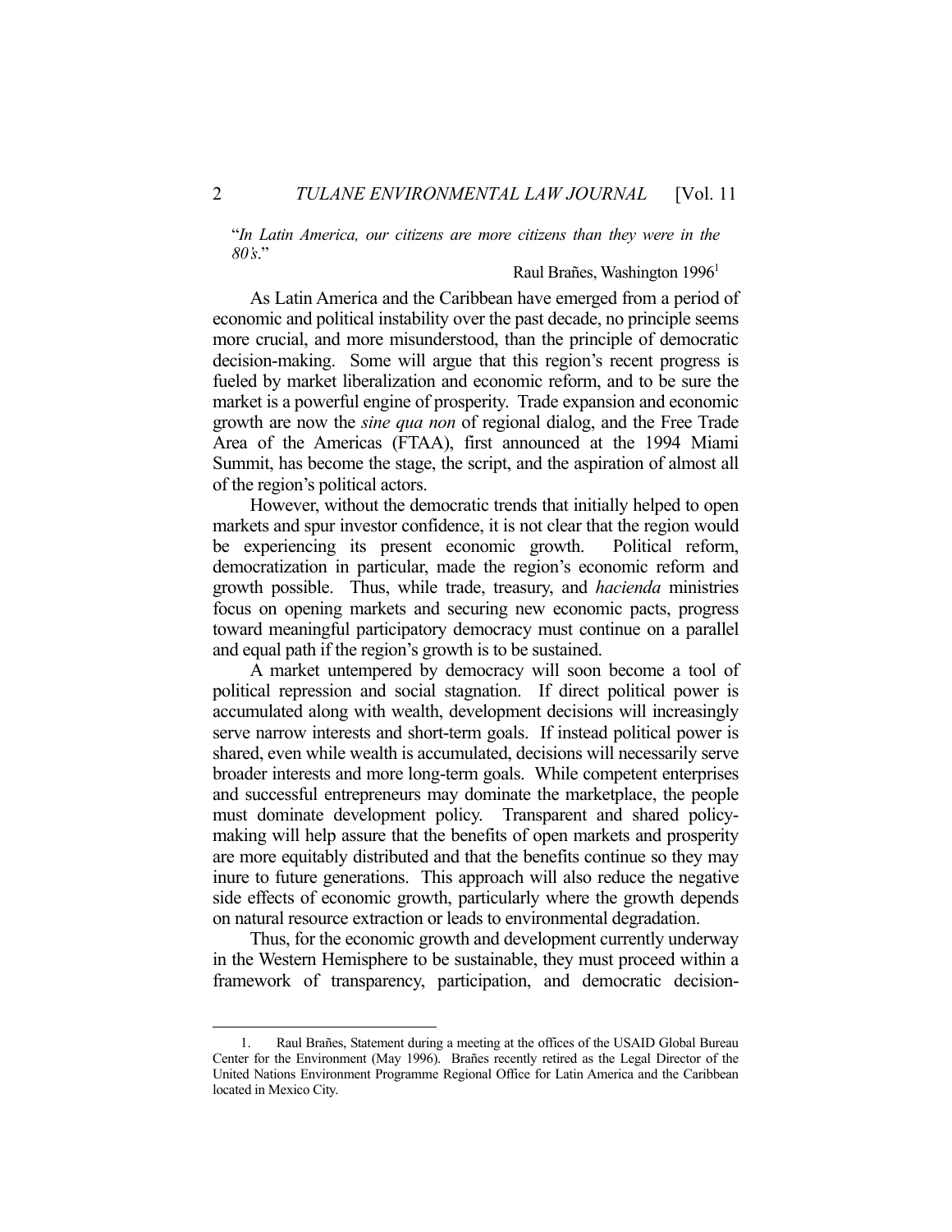"*In Latin America, our citizens are more citizens than they were in the 80's*."

Raul Brañes, Washington 1996[1]

As Latin America and the Caribbean have emerged from a period of economic and political instability over the past decade, no principle seems more crucial, and more misunderstood, than the principle of democratic decision-making. Some will argue that this region's recent progress is fueled by market liberalization and economic reform, and to be sure the market is a powerful engine of prosperity. Trade expansion and economic growth are now the *sine qua non* of regional dialog, and the Free Trade Area of the Americas (FTAA), first announced at the 1994 Miami Summit, has become the stage, the script, and the aspiration of almost all of the region's political actors.

However, without the democratic trends that initially helped to open markets and spur investor confidence, it is not clear that the region would be experiencing its present economic growth. Political reform, democratization in particular, made the region's economic reform and growth possible. Thus, while trade, treasury, and *hacienda* ministries focus on opening markets and securing new economic pacts, progress toward meaningful participatory democracy must continue on a parallel and equal path if the region's growth is to be sustained.

A market untempered by democracy will soon become a tool of political repression and social stagnation. If direct political power is accumulated along with wealth, development decisions will increasingly serve narrow interests and short-term goals. If instead political power is shared, even while wealth is accumulated, decisions will necessarily serve broader interests and more long-term goals. While competent enterprises and successful entrepreneurs may dominate the marketplace, the people must dominate development policy. Transparent and shared policy-making will help assure that the benefits of open markets and prosperity are more equitably distributed and that the benefits continue so they may inure to future generations. This approach will also reduce the negative side effects of economic growth, particularly where the growth depends on natural resource extraction or leads to environmental degradation.

Thus, for the economic growth and development currently underway in the Western Hemisphere to be sustainable, they must proceed within a framework of transparency, participation, and democratic decision-

---

1. Raul Brañes, Statement during a meeting at the offices of the USAID Global Bureau Center for the Environment (May 1996). Brañes recently retired as the Legal Director of the United Nations Environment Programme Regional Office for Latin America and the Caribbean located in Mexico City.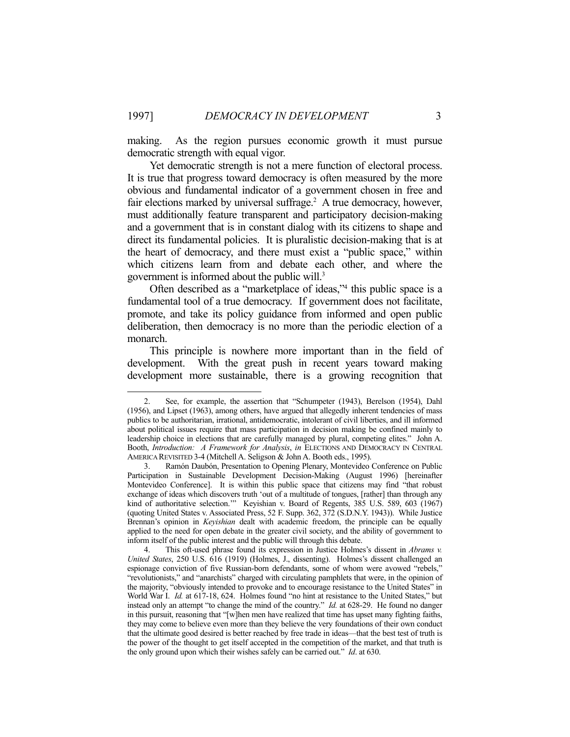making. As the region pursues economic growth it must pursue democratic strength with equal vigor.

Yet democratic strength is not a mere function of electoral process. It is true that progress toward democracy is often measured by the more obvious and fundamental indicator of a government chosen in free and fair elections marked by universal suffrage.[2] A true democracy, however, must additionally feature transparent and participatory decision-making and a government that is in constant dialog with its citizens to shape and direct its fundamental policies. It is pluralistic decision-making that is at the heart of democracy, and there must exist a "public space," within which citizens learn from and debate each other, and where the government is informed about the public will.[3]

Often described as a "marketplace of ideas,"[4] this public space is a fundamental tool of a true democracy. If government does not facilitate, promote, and take its policy guidance from informed and open public deliberation, then democracy is no more than the periodic election of a monarch.

This principle is nowhere more important than in the field of development. With the great push in recent years toward making development more sustainable, there is a growing recognition that

---

2. See, for example, the assertion that "Schumpeter (1943), Berelson (1954), Dahl (1956), and Lipset (1963), among others, have argued that allegedly inherent tendencies of mass publics to be authoritarian, irrational, antidemocratic, intolerant of civil liberties, and ill informed about political issues require that mass participation in decision making be confined mainly to leadership choice in elections that are carefully managed by plural, competing elites." John A. Booth, *Introduction: A Framework for Analysis*, *in* ELECTIONS AND DEMOCRACY IN CENTRAL AMERICA REVISITED 3-4 (Mitchell A. Seligson & John A. Booth eds., 1995).

3. Ramón Daubón, Presentation to Opening Plenary, Montevideo Conference on Public Participation in Sustainable Development Decision-Making (August 1996) [hereinafter Montevideo Conference]. It is within this public space that citizens may find "that robust exchange of ideas which discovers truth 'out of a multitude of tongues, [rather] than through any kind of authoritative selection.'" Keyishian v. Board of Regents, 385 U.S. 589, 603 (1967) (quoting United States v. Associated Press, 52 F. Supp. 362, 372 (S.D.N.Y. 1943)). While Justice Brennan's opinion in *Keyishian* dealt with academic freedom, the principle can be equally applied to the need for open debate in the greater civil society, and the ability of government to inform itself of the public interest and the public will through this debate.

4. This oft-used phrase found its expression in Justice Holmes's dissent in *Abrams v. United States*, 250 U.S. 616 (1919) (Holmes, J., dissenting). Holmes's dissent challenged an espionage conviction of five Russian-born defendants, some of whom were avowed "rebels," "revolutionists," and "anarchists" charged with circulating pamphlets that were, in the opinion of the majority, "obviously intended to provoke and to encourage resistance to the United States" in World War I. *Id.* at 617-18, 624. Holmes found "no hint at resistance to the United States," but instead only an attempt "to change the mind of the country." *Id.* at 628-29. He found no danger in this pursuit, reasoning that "[w]hen men have realized that time has upset many fighting faiths, they may come to believe even more than they believe the very foundations of their own conduct that the ultimate good desired is better reached by free trade in ideas—that the best test of truth is the power of the thought to get itself accepted in the competition of the market, and that truth is the only ground upon which their wishes safely can be carried out." *Id*. at 630.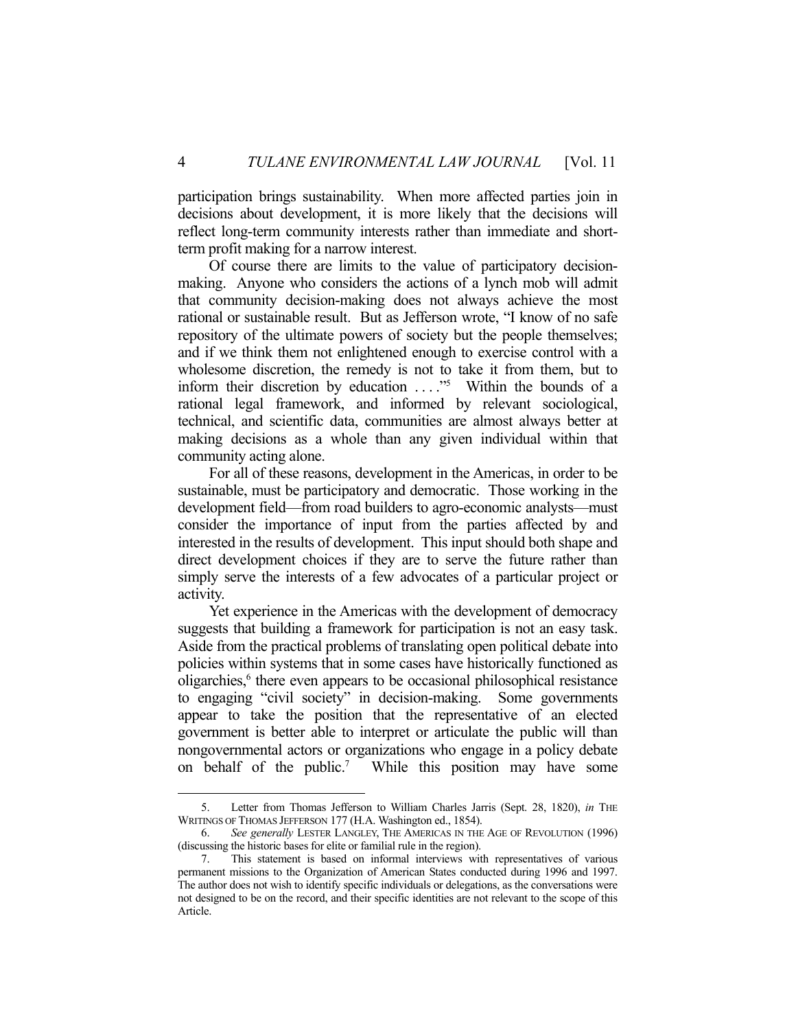participation brings sustainability. When more affected parties join in decisions about development, it is more likely that the decisions will reflect long-term community interests rather than immediate and short-term profit making for a narrow interest.

Of course there are limits to the value of participatory decision-making. Anyone who considers the actions of a lynch mob will admit that community decision-making does not always achieve the most rational or sustainable result. But as Jefferson wrote, "I know of no safe repository of the ultimate powers of society but the people themselves; and if we think them not enlightened enough to exercise control with a wholesome discretion, the remedy is not to take it from them, but to inform their discretion by education . . . ."[5] Within the bounds of a rational legal framework, and informed by relevant sociological, technical, and scientific data, communities are almost always better at making decisions as a whole than any given individual within that community acting alone.

For all of these reasons, development in the Americas, in order to be sustainable, must be participatory and democratic. Those working in the development field—from road builders to agro-economic analysts—must consider the importance of input from the parties affected by and interested in the results of development. This input should both shape and direct development choices if they are to serve the future rather than simply serve the interests of a few advocates of a particular project or activity.

Yet experience in the Americas with the development of democracy suggests that building a framework for participation is not an easy task. Aside from the practical problems of translating open political debate into policies within systems that in some cases have historically functioned as oligarchies,[6] there even appears to be occasional philosophical resistance to engaging "civil society" in decision-making. Some governments appear to take the position that the representative of an elected government is better able to interpret or articulate the public will than nongovernmental actors or organizations who engage in a policy debate on behalf of the public.[7] While this position may have some

---

5. Letter from Thomas Jefferson to William Charles Jarris (Sept. 28, 1820), *in* THE WRITINGS OF THOMAS JEFFERSON 177 (H.A. Washington ed., 1854).

6. *See generally* LESTER LANGLEY, THE AMERICAS IN THE AGE OF REVOLUTION (1996) (discussing the historic bases for elite or familial rule in the region).

7. This statement is based on informal interviews with representatives of various permanent missions to the Organization of American States conducted during 1996 and 1997. The author does not wish to identify specific individuals or delegations, as the conversations were not designed to be on the record, and their specific identities are not relevant to the scope of this Article.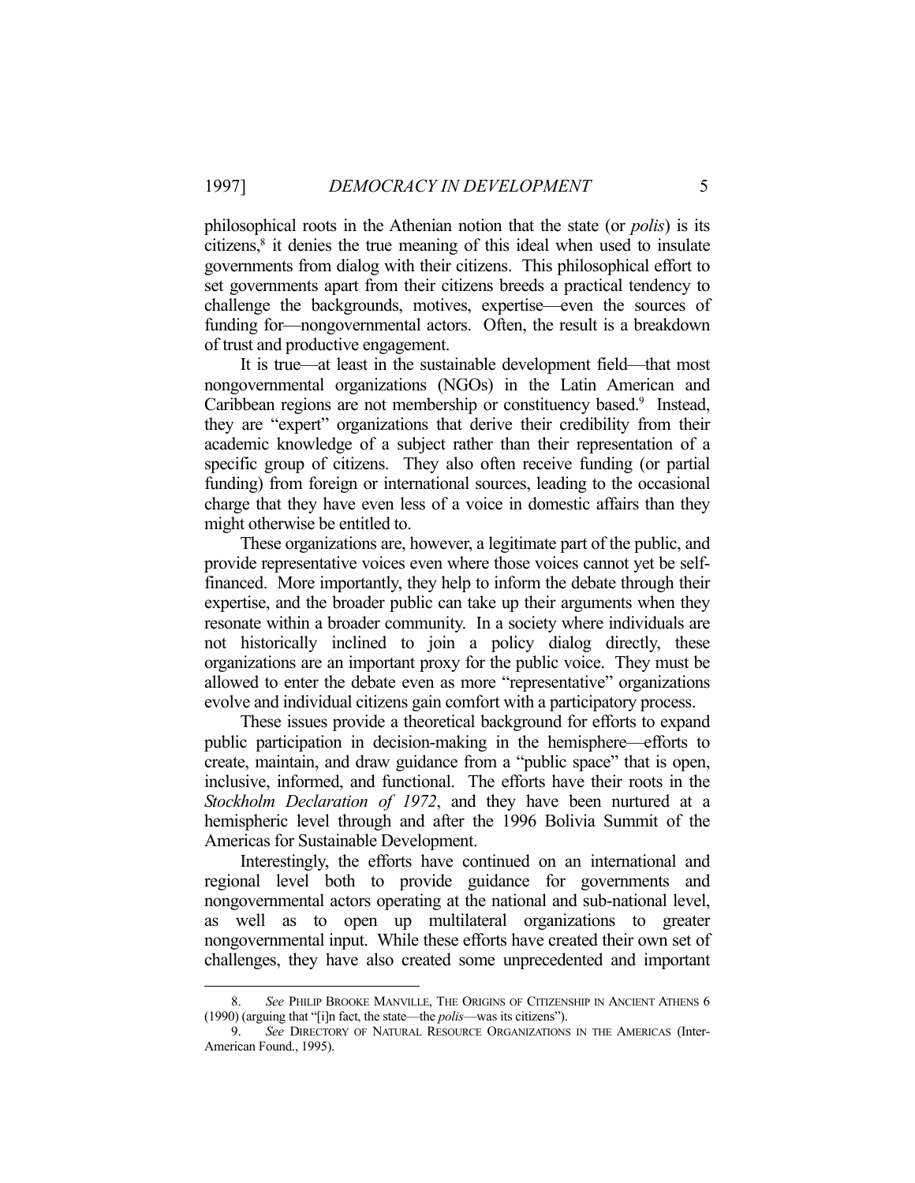philosophical roots in the Athenian notion that the state (or *polis*) is its citizens,[8] it denies the true meaning of this ideal when used to insulate governments from dialog with their citizens. This philosophical effort to set governments apart from their citizens breeds a practical tendency to challenge the backgrounds, motives, expertise—even the sources of funding for—nongovernmental actors. Often, the result is a breakdown of trust and productive engagement.

It is true—at least in the sustainable development field—that most nongovernmental organizations (NGOs) in the Latin American and Caribbean regions are not membership or constituency based.[9] Instead, they are "expert" organizations that derive their credibility from their academic knowledge of a subject rather than their representation of a specific group of citizens. They also often receive funding (or partial funding) from foreign or international sources, leading to the occasional charge that they have even less of a voice in domestic affairs than they might otherwise be entitled to.

These organizations are, however, a legitimate part of the public, and provide representative voices even where those voices cannot yet be self-financed. More importantly, they help to inform the debate through their expertise, and the broader public can take up their arguments when they resonate within a broader community. In a society where individuals are not historically inclined to join a policy dialog directly, these organizations are an important proxy for the public voice. They must be allowed to enter the debate even as more "representative" organizations evolve and individual citizens gain comfort with a participatory process.

These issues provide a theoretical background for efforts to expand public participation in decision-making in the hemisphere—efforts to create, maintain, and draw guidance from a "public space" that is open, inclusive, informed, and functional. The efforts have their roots in the *Stockholm Declaration of 1972*, and they have been nurtured at a hemispheric level through and after the 1996 Bolivia Summit of the Americas for Sustainable Development.

Interestingly, the efforts have continued on an international and regional level both to provide guidance for governments and nongovernmental actors operating at the national and sub-national level, as well as to open up multilateral organizations to greater nongovernmental input. While these efforts have created their own set of challenges, they have also created some unprecedented and important

---

8. *See* PHILIP BROOKE MANVILLE, THE ORIGINS OF CITIZENSHIP IN ANCIENT ATHENS 6 (1990) (arguing that "[i]n fact, the state—the *polis*—was its citizens").

9. *See* DIRECTORY OF NATURAL RESOURCE ORGANIZATIONS IN THE AMERICAS (Inter-American Found., 1995).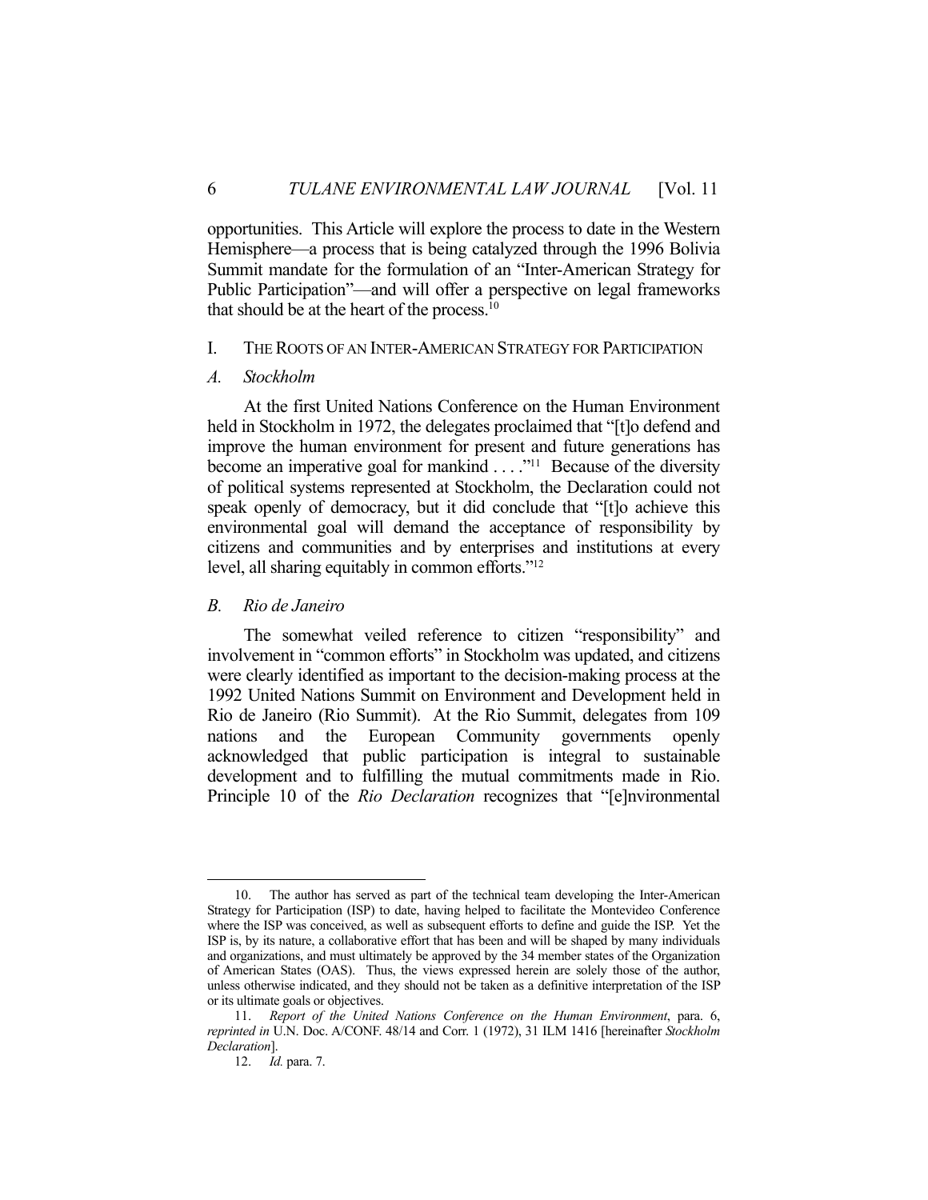opportunities. This Article will explore the process to date in the Western Hemisphere—a process that is being catalyzed through the 1996 Bolivia Summit mandate for the formulation of an "Inter-American Strategy for Public Participation"—and will offer a perspective on legal frameworks that should be at the heart of the process.[10]

## I. The Roots of an Inter-American Strategy for Participation

### A. Stockholm

At the first United Nations Conference on the Human Environment held in Stockholm in 1972, the delegates proclaimed that "[t]o defend and improve the human environment for present and future generations has become an imperative goal for mankind . . . ."[11] Because of the diversity of political systems represented at Stockholm, the Declaration could not speak openly of democracy, but it did conclude that "[t]o achieve this environmental goal will demand the acceptance of responsibility by citizens and communities and by enterprises and institutions at every level, all sharing equitably in common efforts."[12]

### B. Rio de Janeiro

The somewhat veiled reference to citizen "responsibility" and involvement in "common efforts" in Stockholm was updated, and citizens were clearly identified as important to the decision-making process at the 1992 United Nations Summit on Environment and Development held in Rio de Janeiro (Rio Summit). At the Rio Summit, delegates from 109 nations and the European Community governments openly acknowledged that public participation is integral to sustainable development and to fulfilling the mutual commitments made in Rio. Principle 10 of the *Rio Declaration* recognizes that "[e]nvironmental

---

10. The author has served as part of the technical team developing the Inter-American Strategy for Participation (ISP) to date, having helped to facilitate the Montevideo Conference where the ISP was conceived, as well as subsequent efforts to define and guide the ISP. Yet the ISP is, by its nature, a collaborative effort that has been and will be shaped by many individuals and organizations, and must ultimately be approved by the 34 member states of the Organization of American States (OAS). Thus, the views expressed herein are solely those of the author, unless otherwise indicated, and they should not be taken as a definitive interpretation of the ISP or its ultimate goals or objectives.

11. *Report of the United Nations Conference on the Human Environment*, para. 6, *reprinted in* U.N. Doc. A/CONF. 48/14 and Corr. 1 (1972), 31 ILM 1416 [hereinafter *Stockholm Declaration*].

12. *Id.* para. 7.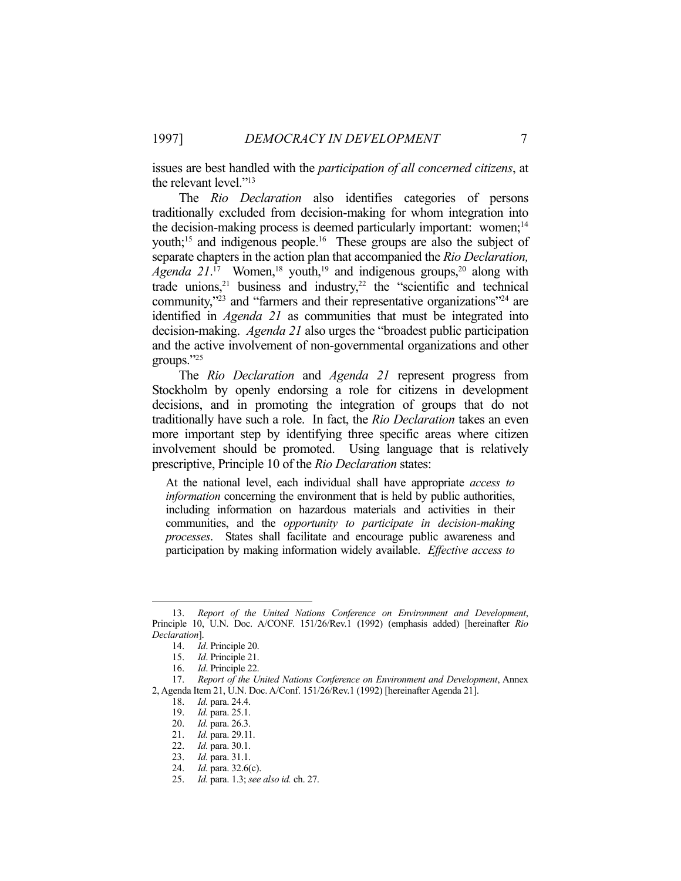issues are best handled with the *participation of all concerned citizens*, at the relevant level."[13]

The *Rio Declaration* also identifies categories of persons traditionally excluded from decision-making for whom integration into the decision-making process is deemed particularly important: women;[14] youth;[15] and indigenous people.[16] These groups are also the subject of separate chapters in the action plan that accompanied the *Rio Declaration, Agenda 21*.[17] Women,[18] youth,[19] and indigenous groups,[20] along with trade unions,[21] business and industry,[22] the "scientific and technical community,"[23] and "farmers and their representative organizations"[24] are identified in *Agenda 21* as communities that must be integrated into decision-making. *Agenda 21* also urges the "broadest public participation and the active involvement of non-governmental organizations and other groups."[25]

The *Rio Declaration* and *Agenda 21* represent progress from Stockholm by openly endorsing a role for citizens in development decisions, and in promoting the integration of groups that do not traditionally have such a role. In fact, the *Rio Declaration* takes an even more important step by identifying three specific areas where citizen involvement should be promoted. Using language that is relatively prescriptive, Principle 10 of the *Rio Declaration* states:

> At the national level, each individual shall have appropriate *access to information* concerning the environment that is held by public authorities, including information on hazardous materials and activities in their communities, and the *opportunity to participate in decision-making processes*. States shall facilitate and encourage public awareness and participation by making information widely available. *Effective access to*

---

13. *Report of the United Nations Conference on Environment and Development*, Principle 10, U.N. Doc. A/CONF. 151/26/Rev.1 (1992) (emphasis added) [hereinafter *Rio Declaration*].
14. *Id*. Principle 20.
15. *Id*. Principle 21.
16. *Id*. Principle 22.
17. *Report of the United Nations Conference on Environment and Development*, Annex 2, Agenda Item 21, U.N. Doc. A/Conf. 151/26/Rev.1 (1992) [hereinafter Agenda 21].
18. *Id.* para. 24.4.
19. *Id.* para. 25.1.
20. *Id.* para. 26.3.
21. *Id.* para. 29.11.
22. *Id.* para. 30.1.
23. *Id.* para. 31.1.
24. *Id.* para. 32.6(c).
25. *Id.* para. 1.3; *see also id.* ch. 27.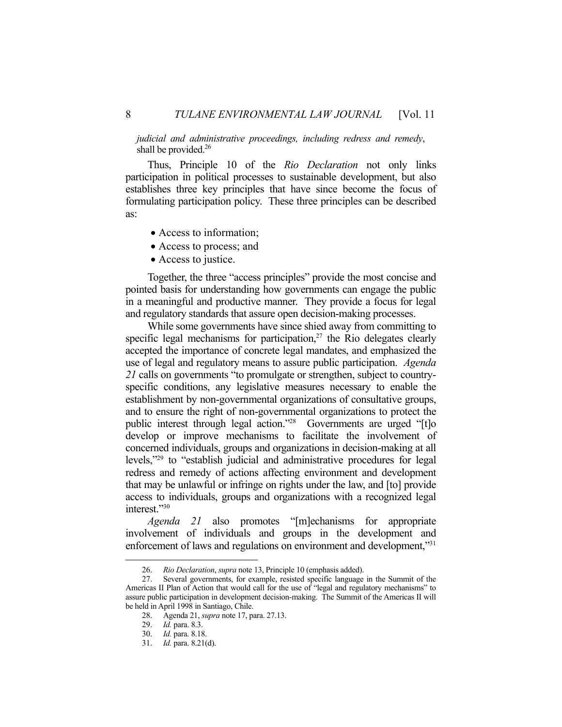*judicial and administrative proceedings, including redress and remedy*, shall be provided.[26]

Thus, Principle 10 of the *Rio Declaration* not only links participation in political processes to sustainable development, but also establishes three key principles that have since become the focus of formulating participation policy. These three principles can be described as:

- Access to information;
- Access to process; and
- Access to justice.

Together, the three "access principles" provide the most concise and pointed basis for understanding how governments can engage the public in a meaningful and productive manner. They provide a focus for legal and regulatory standards that assure open decision-making processes.

While some governments have since shied away from committing to specific legal mechanisms for participation,[27] the Rio delegates clearly accepted the importance of concrete legal mandates, and emphasized the use of legal and regulatory means to assure public participation. *Agenda 21* calls on governments "to promulgate or strengthen, subject to country-specific conditions, any legislative measures necessary to enable the establishment by non-governmental organizations of consultative groups, and to ensure the right of non-governmental organizations to protect the public interest through legal action."[28] Governments are urged "[t]o develop or improve mechanisms to facilitate the involvement of concerned individuals, groups and organizations in decision-making at all levels,"[29] to "establish judicial and administrative procedures for legal redress and remedy of actions affecting environment and development that may be unlawful or infringe on rights under the law, and [to] provide access to individuals, groups and organizations with a recognized legal interest."[30]

*Agenda 21* also promotes "[m]echanisms for appropriate involvement of individuals and groups in the development and enforcement of laws and regulations on environment and development,"[31]

---

26. *Rio Declaration*, *supra* note 13, Principle 10 (emphasis added).

27. Several governments, for example, resisted specific language in the Summit of the Americas II Plan of Action that would call for the use of "legal and regulatory mechanisms" to assure public participation in development decision-making. The Summit of the Americas II will be held in April 1998 in Santiago, Chile.

28. Agenda 21, *supra* note 17, para. 27.13.

29. *Id.* para. 8.3.

30. *Id.* para. 8.18.

31. *Id.* para. 8.21(d).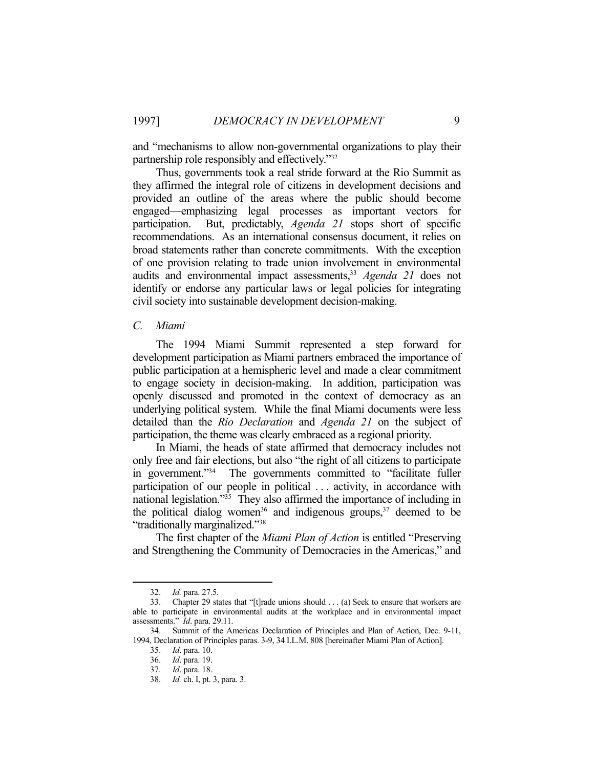and "mechanisms to allow non-governmental organizations to play their partnership role responsibly and effectively."[32]

Thus, governments took a real stride forward at the Rio Summit as they affirmed the integral role of citizens in development decisions and provided an outline of the areas where the public should become engaged—emphasizing legal processes as important vectors for participation. But, predictably, *Agenda 21* stops short of specific recommendations. As an international consensus document, it relies on broad statements rather than concrete commitments. With the exception of one provision relating to trade union involvement in environmental audits and environmental impact assessments,[33] *Agenda 21* does not identify or endorse any particular laws or legal policies for integrating civil society into sustainable development decision-making.

### *C. Miami*

The 1994 Miami Summit represented a step forward for development participation as Miami partners embraced the importance of public participation at a hemispheric level and made a clear commitment to engage society in decision-making. In addition, participation was openly discussed and promoted in the context of democracy as an underlying political system. While the final Miami documents were less detailed than the *Rio Declaration* and *Agenda 21* on the subject of participation, the theme was clearly embraced as a regional priority.

In Miami, the heads of state affirmed that democracy includes not only free and fair elections, but also "the right of all citizens to participate in government."[34] The governments committed to "facilitate fuller participation of our people in political . . . activity, in accordance with national legislation."[35] They also affirmed the importance of including in the political dialog women[36] and indigenous groups,[37] deemed to be "traditionally marginalized."[38]

The first chapter of the *Miami Plan of Action* is entitled "Preserving and Strengthening the Community of Democracies in the Americas," and

---

32. *Id.* para. 27.5.

33. Chapter 29 states that "[t]rade unions should . . . (a) Seek to ensure that workers are able to participate in environmental audits at the workplace and in environmental impact assessments." *Id*. para. 29.11.

34. Summit of the Americas Declaration of Principles and Plan of Action, Dec. 9-11, 1994, Declaration of Principles paras. 3-9, 34 I.L.M. 808 [hereinafter Miami Plan of Action].

35. *Id*. para. 10.

36. *Id*. para. 19.

37. *Id*. para. 18.

38. *Id.* ch. I, pt. 3, para. 3.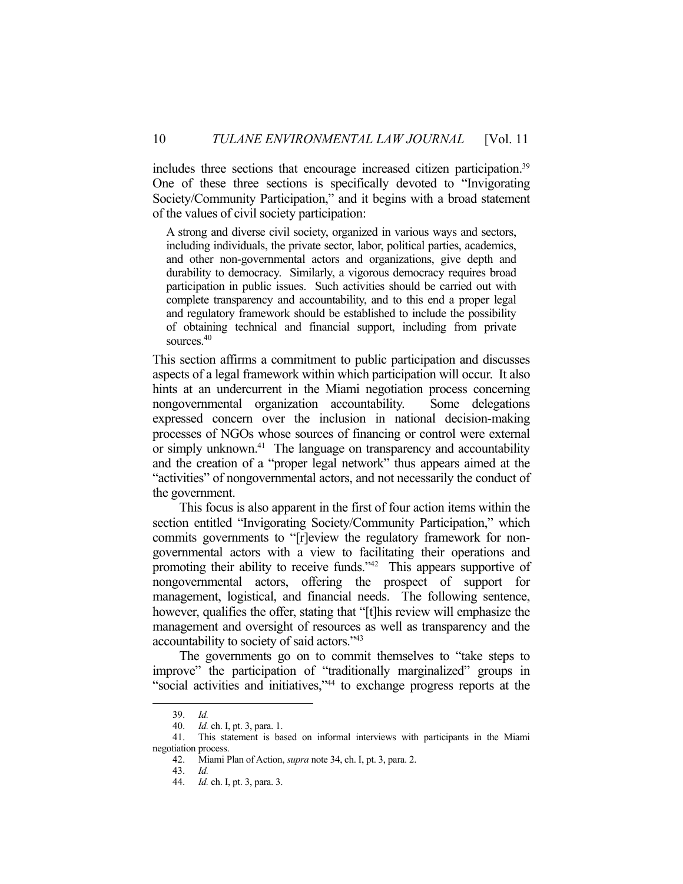includes three sections that encourage increased citizen participation.[39] One of these three sections is specifically devoted to "Invigorating Society/Community Participation," and it begins with a broad statement of the values of civil society participation:

> A strong and diverse civil society, organized in various ways and sectors, including individuals, the private sector, labor, political parties, academics, and other non-governmental actors and organizations, give depth and durability to democracy. Similarly, a vigorous democracy requires broad participation in public issues. Such activities should be carried out with complete transparency and accountability, and to this end a proper legal and regulatory framework should be established to include the possibility of obtaining technical and financial support, including from private sources.[40]

This section affirms a commitment to public participation and discusses aspects of a legal framework within which participation will occur. It also hints at an undercurrent in the Miami negotiation process concerning nongovernmental organization accountability. Some delegations expressed concern over the inclusion in national decision-making processes of NGOs whose sources of financing or control were external or simply unknown.[41] The language on transparency and accountability and the creation of a "proper legal network" thus appears aimed at the "activities" of nongovernmental actors, and not necessarily the conduct of the government.

This focus is also apparent in the first of four action items within the section entitled "Invigorating Society/Community Participation," which commits governments to "[r]eview the regulatory framework for non-governmental actors with a view to facilitating their operations and promoting their ability to receive funds."[42] This appears supportive of nongovernmental actors, offering the prospect of support for management, logistical, and financial needs. The following sentence, however, qualifies the offer, stating that "[t]his review will emphasize the management and oversight of resources as well as transparency and the accountability to society of said actors."[43]

The governments go on to commit themselves to "take steps to improve" the participation of "traditionally marginalized" groups in "social activities and initiatives,"[44] to exchange progress reports at the

---

39. *Id.*

40. *Id.* ch. I, pt. 3, para. 1.

41. This statement is based on informal interviews with participants in the Miami negotiation process.

42. Miami Plan of Action, *supra* note 34, ch. I, pt. 3, para. 2.

43. *Id.*

44. *Id.* ch. I, pt. 3, para. 3.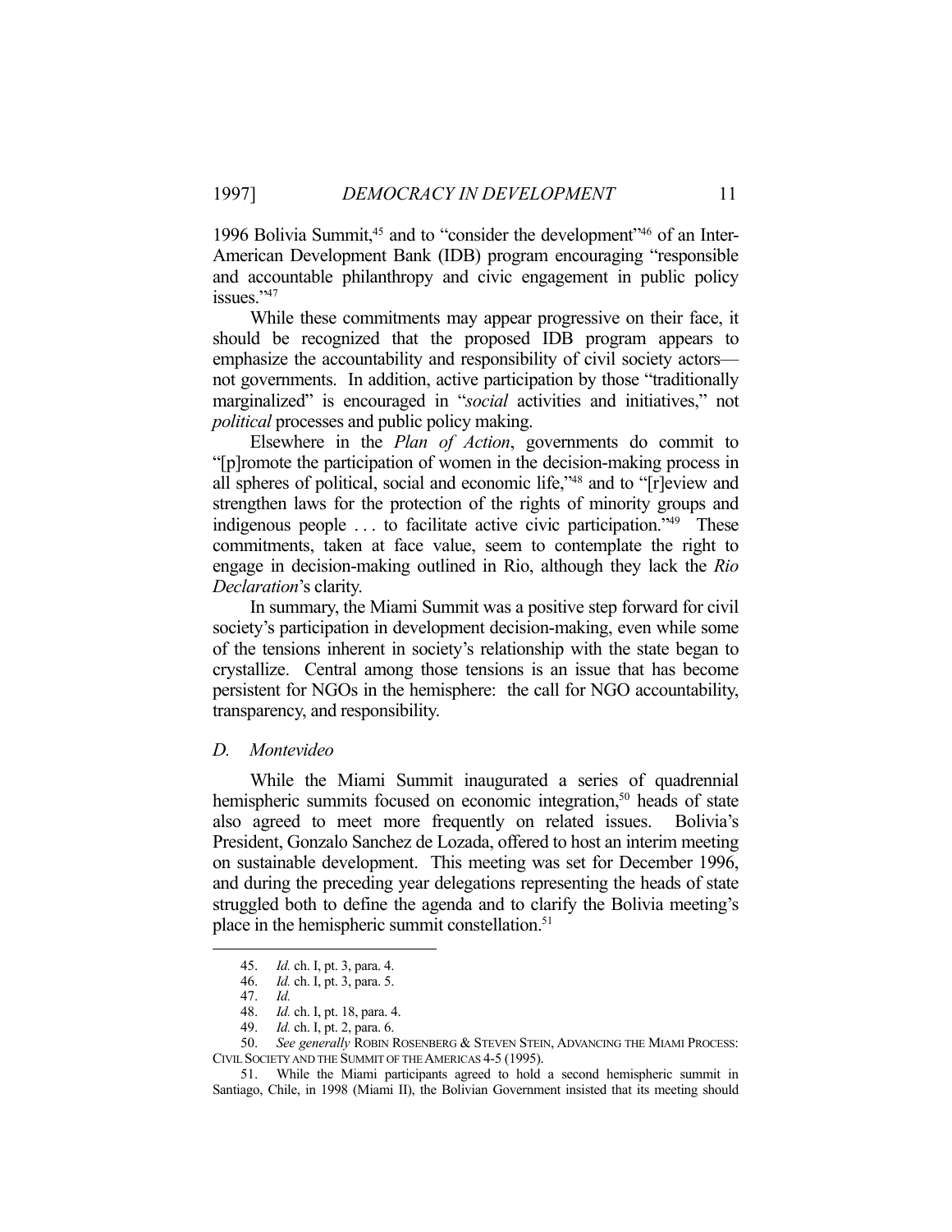1996 Bolivia Summit,[45] and to "consider the development"[46] of an Inter-American Development Bank (IDB) program encouraging "responsible and accountable philanthropy and civic engagement in public policy issues."[47]

While these commitments may appear progressive on their face, it should be recognized that the proposed IDB program appears to emphasize the accountability and responsibility of civil society actors—not governments. In addition, active participation by those "traditionally marginalized" is encouraged in "*social* activities and initiatives," not *political* processes and public policy making.

Elsewhere in the *Plan of Action*, governments do commit to "[p]romote the participation of women in the decision-making process in all spheres of political, social and economic life,"[48] and to "[r]eview and strengthen laws for the protection of the rights of minority groups and indigenous people . . . to facilitate active civic participation."[49] These commitments, taken at face value, seem to contemplate the right to engage in decision-making outlined in Rio, although they lack the *Rio Declaration*'s clarity.

In summary, the Miami Summit was a positive step forward for civil society's participation in development decision-making, even while some of the tensions inherent in society's relationship with the state began to crystallize. Central among those tensions is an issue that has become persistent for NGOs in the hemisphere: the call for NGO accountability, transparency, and responsibility.

### D. *Montevideo*

While the Miami Summit inaugurated a series of quadrennial hemispheric summits focused on economic integration,[50] heads of state also agreed to meet more frequently on related issues. Bolivia's President, Gonzalo Sanchez de Lozada, offered to host an interim meeting on sustainable development. This meeting was set for December 1996, and during the preceding year delegations representing the heads of state struggled both to define the agenda and to clarify the Bolivia meeting's place in the hemispheric summit constellation.[51]

---

45. *Id.* ch. I, pt. 3, para. 4.

46. *Id.* ch. I, pt. 3, para. 5.

47. *Id.*

48. *Id.* ch. I, pt. 18, para. 4.

49. *Id.* ch. I, pt. 2, para. 6.

50. *See generally* ROBIN ROSENBERG & STEVEN STEIN, ADVANCING THE MIAMI PROCESS: CIVIL SOCIETY AND THE SUMMIT OF THE AMERICAS 4-5 (1995).

51. While the Miami participants agreed to hold a second hemispheric summit in Santiago, Chile, in 1998 (Miami II), the Bolivian Government insisted that its meeting should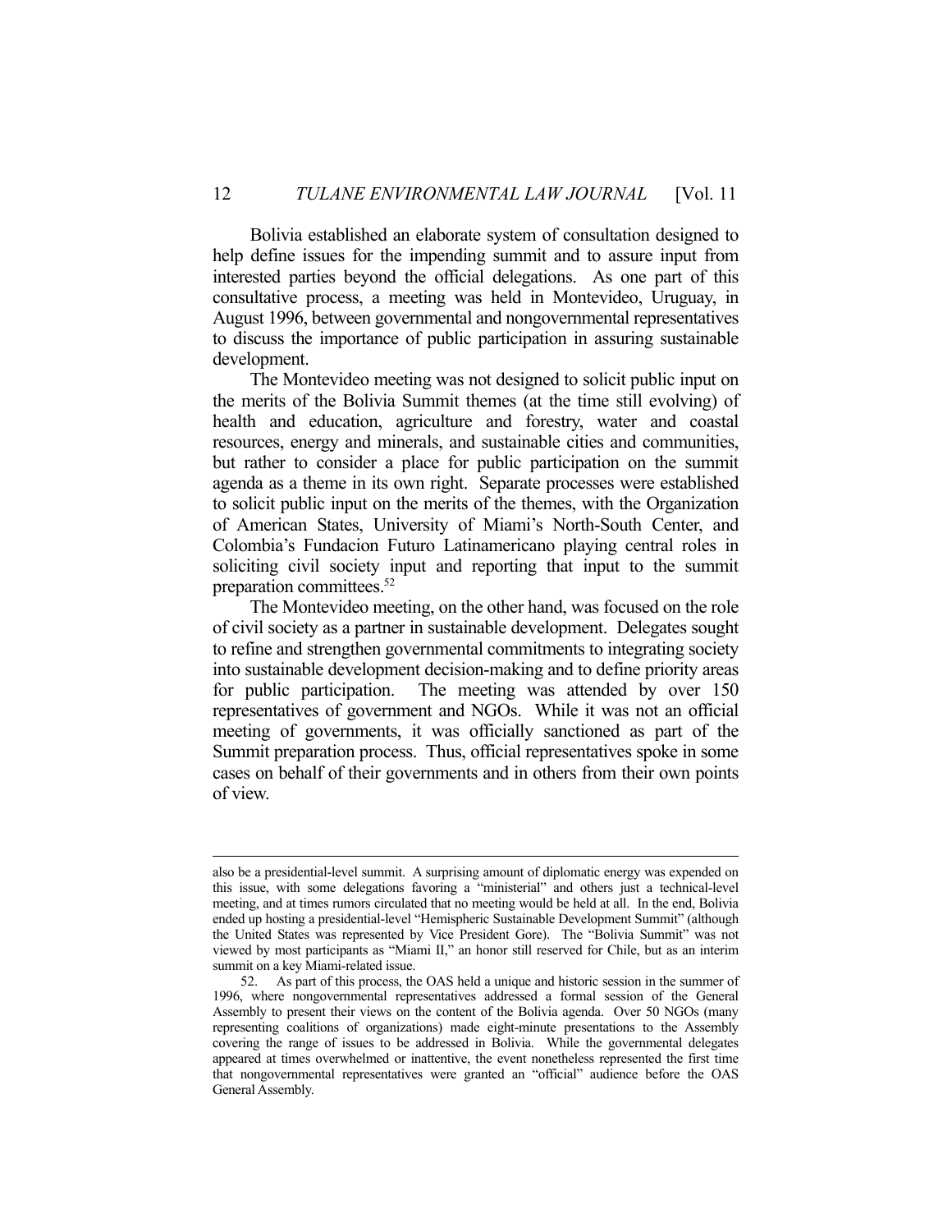Bolivia established an elaborate system of consultation designed to help define issues for the impending summit and to assure input from interested parties beyond the official delegations. As one part of this consultative process, a meeting was held in Montevideo, Uruguay, in August 1996, between governmental and nongovernmental representatives to discuss the importance of public participation in assuring sustainable development.

The Montevideo meeting was not designed to solicit public input on the merits of the Bolivia Summit themes (at the time still evolving) of health and education, agriculture and forestry, water and coastal resources, energy and minerals, and sustainable cities and communities, but rather to consider a place for public participation on the summit agenda as a theme in its own right. Separate processes were established to solicit public input on the merits of the themes, with the Organization of American States, University of Miami's North-South Center, and Colombia's Fundacion Futuro Latinamericano playing central roles in soliciting civil society input and reporting that input to the summit preparation committees.[52]

The Montevideo meeting, on the other hand, was focused on the role of civil society as a partner in sustainable development. Delegates sought to refine and strengthen governmental commitments to integrating society into sustainable development decision-making and to define priority areas for public participation. The meeting was attended by over 150 representatives of government and NGOs. While it was not an official meeting of governments, it was officially sanctioned as part of the Summit preparation process. Thus, official representatives spoke in some cases on behalf of their governments and in others from their own points of view.

---

also be a presidential-level summit. A surprising amount of diplomatic energy was expended on this issue, with some delegations favoring a "ministerial" and others just a technical-level meeting, and at times rumors circulated that no meeting would be held at all. In the end, Bolivia ended up hosting a presidential-level "Hemispheric Sustainable Development Summit" (although the United States was represented by Vice President Gore). The "Bolivia Summit" was not viewed by most participants as "Miami II," an honor still reserved for Chile, but as an interim summit on a key Miami-related issue.

52. As part of this process, the OAS held a unique and historic session in the summer of 1996, where nongovernmental representatives addressed a formal session of the General Assembly to present their views on the content of the Bolivia agenda. Over 50 NGOs (many representing coalitions of organizations) made eight-minute presentations to the Assembly covering the range of issues to be addressed in Bolivia. While the governmental delegates appeared at times overwhelmed or inattentive, the event nonetheless represented the first time that nongovernmental representatives were granted an "official" audience before the OAS General Assembly.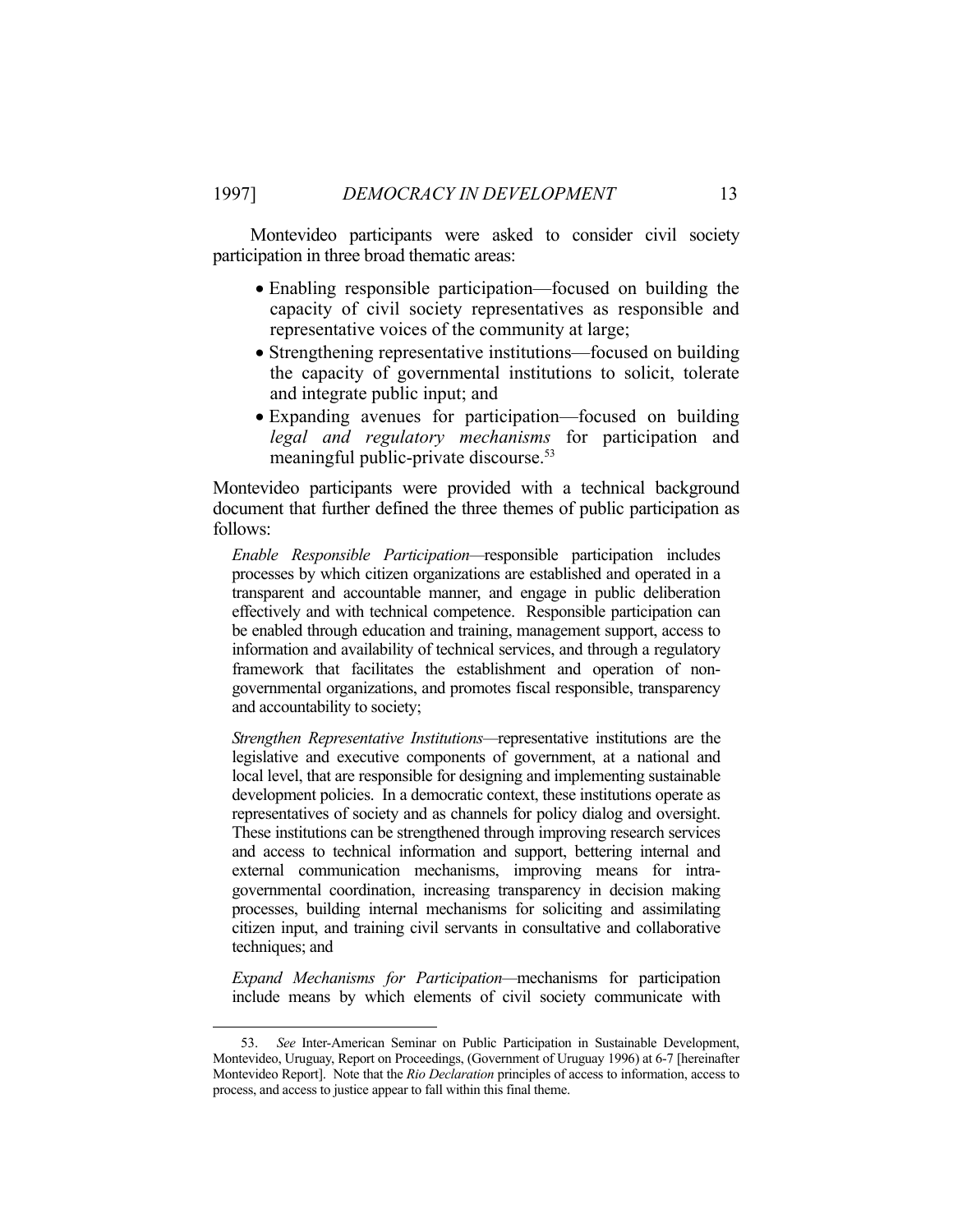Montevideo participants were asked to consider civil society participation in three broad thematic areas:

- Enabling responsible participation—focused on building the capacity of civil society representatives as responsible and representative voices of the community at large;
- Strengthening representative institutions—focused on building the capacity of governmental institutions to solicit, tolerate and integrate public input; and
- Expanding avenues for participation—focused on building *legal and regulatory mechanisms* for participation and meaningful public-private discourse.[53]

Montevideo participants were provided with a technical background document that further defined the three themes of public participation as follows:

> *Enable Responsible Participation*—responsible participation includes processes by which citizen organizations are established and operated in a transparent and accountable manner, and engage in public deliberation effectively and with technical competence. Responsible participation can be enabled through education and training, management support, access to information and availability of technical services, and through a regulatory framework that facilitates the establishment and operation of non-governmental organizations, and promotes fiscal responsible, transparency and accountability to society;
>
> *Strengthen Representative Institutions*—representative institutions are the legislative and executive components of government, at a national and local level, that are responsible for designing and implementing sustainable development policies. In a democratic context, these institutions operate as representatives of society and as channels for policy dialog and oversight. These institutions can be strengthened through improving research services and access to technical information and support, bettering internal and external communication mechanisms, improving means for intra-governmental coordination, increasing transparency in decision making processes, building internal mechanisms for soliciting and assimilating citizen input, and training civil servants in consultative and collaborative techniques; and
>
> *Expand Mechanisms for Participation*—mechanisms for participation include means by which elements of civil society communicate with

---

53. *See* Inter-American Seminar on Public Participation in Sustainable Development, Montevideo, Uruguay, Report on Proceedings, (Government of Uruguay 1996) at 6-7 [hereinafter Montevideo Report]. Note that the *Rio Declaration* principles of access to information, access to process, and access to justice appear to fall within this final theme.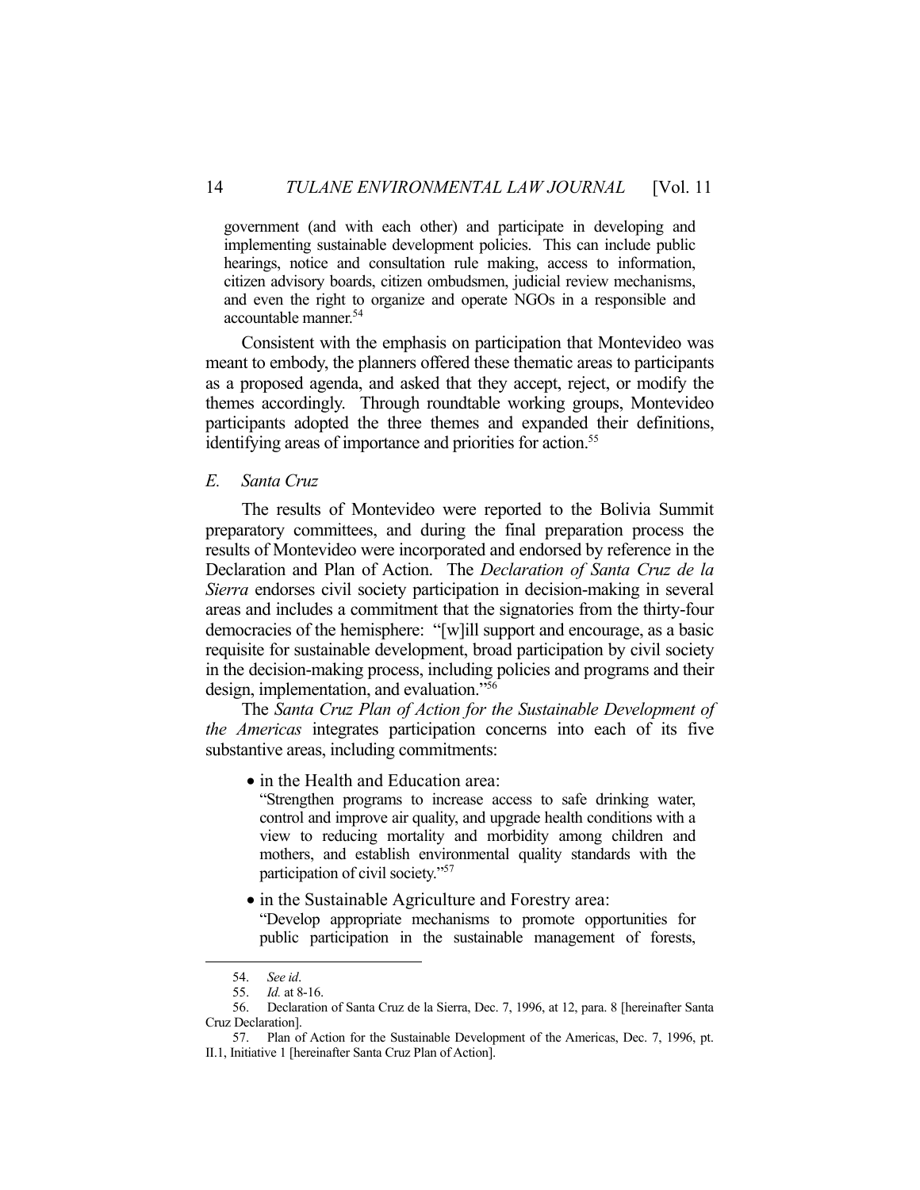government (and with each other) and participate in developing and implementing sustainable development policies. This can include public hearings, notice and consultation rule making, access to information, citizen advisory boards, citizen ombudsmen, judicial review mechanisms, and even the right to organize and operate NGOs in a responsible and accountable manner.[54]

Consistent with the emphasis on participation that Montevideo was meant to embody, the planners offered these thematic areas to participants as a proposed agenda, and asked that they accept, reject, or modify the themes accordingly. Through roundtable working groups, Montevideo participants adopted the three themes and expanded their definitions, identifying areas of importance and priorities for action.[55]

### *E. Santa Cruz*

The results of Montevideo were reported to the Bolivia Summit preparatory committees, and during the final preparation process the results of Montevideo were incorporated and endorsed by reference in the Declaration and Plan of Action. The *Declaration of Santa Cruz de la Sierra* endorses civil society participation in decision-making in several areas and includes a commitment that the signatories from the thirty-four democracies of the hemisphere: "[w]ill support and encourage, as a basic requisite for sustainable development, broad participation by civil society in the decision-making process, including policies and programs and their design, implementation, and evaluation."[56]

The *Santa Cruz Plan of Action for the Sustainable Development of the Americas* integrates participation concerns into each of its five substantive areas, including commitments:

- in the Health and Education area:
  "Strengthen programs to increase access to safe drinking water, control and improve air quality, and upgrade health conditions with a view to reducing mortality and morbidity among children and mothers, and establish environmental quality standards with the participation of civil society."[57]

- in the Sustainable Agriculture and Forestry area:
  "Develop appropriate mechanisms to promote opportunities for public participation in the sustainable management of forests,

---

54. *See id*.

55. *Id.* at 8-16.

56. Declaration of Santa Cruz de la Sierra, Dec. 7, 1996, at 12, para. 8 [hereinafter Santa Cruz Declaration].

57. Plan of Action for the Sustainable Development of the Americas, Dec. 7, 1996, pt. II.1, Initiative 1 [hereinafter Santa Cruz Plan of Action].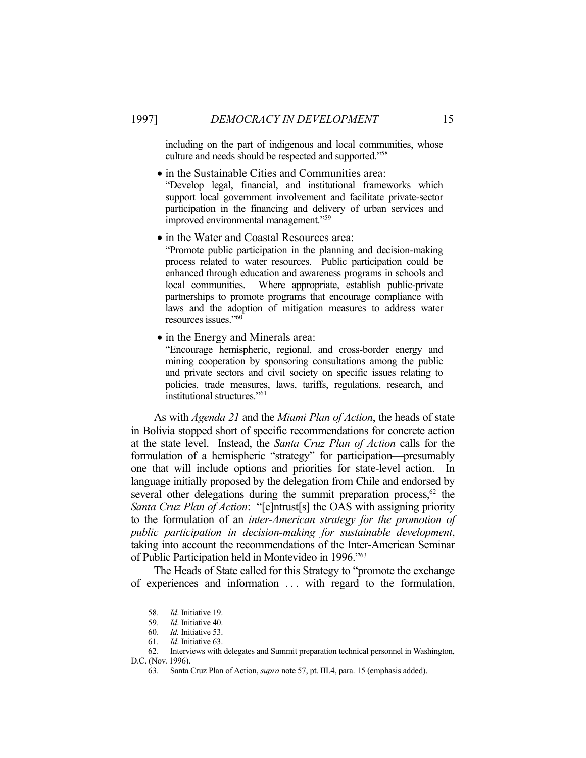> including on the part of indigenous and local communities, whose culture and needs should be respected and supported."[58]

- in the Sustainable Cities and Communities area:
  "Develop legal, financial, and institutional frameworks which support local government involvement and facilitate private-sector participation in the financing and delivery of urban services and improved environmental management."[59]

- in the Water and Coastal Resources area:
  "Promote public participation in the planning and decision-making process related to water resources. Public participation could be enhanced through education and awareness programs in schools and local communities. Where appropriate, establish public-private partnerships to promote programs that encourage compliance with laws and the adoption of mitigation measures to address water resources issues."[60]

- in the Energy and Minerals area:
  "Encourage hemispheric, regional, and cross-border energy and mining cooperation by sponsoring consultations among the public and private sectors and civil society on specific issues relating to policies, trade measures, laws, tariffs, regulations, research, and institutional structures."[61]

As with *Agenda 21* and the *Miami Plan of Action*, the heads of state in Bolivia stopped short of specific recommendations for concrete action at the state level. Instead, the *Santa Cruz Plan of Action* calls for the formulation of a hemispheric "strategy" for participation—presumably one that will include options and priorities for state-level action. In language initially proposed by the delegation from Chile and endorsed by several other delegations during the summit preparation process,[62] the *Santa Cruz Plan of Action*: "[e]ntrust[s] the OAS with assigning priority to the formulation of an *inter-American strategy for the promotion of public participation in decision-making for sustainable development*, taking into account the recommendations of the Inter-American Seminar of Public Participation held in Montevideo in 1996."[63]

The Heads of State called for this Strategy to "promote the exchange of experiences and information . . . with regard to the formulation,

---

58. *Id*. Initiative 19.
59. *Id*. Initiative 40.
60. *Id.* Initiative 53.
61. *Id*. Initiative 63.
62. Interviews with delegates and Summit preparation technical personnel in Washington, D.C. (Nov. 1996).
63. Santa Cruz Plan of Action, *supra* note 57, pt. III.4, para. 15 (emphasis added).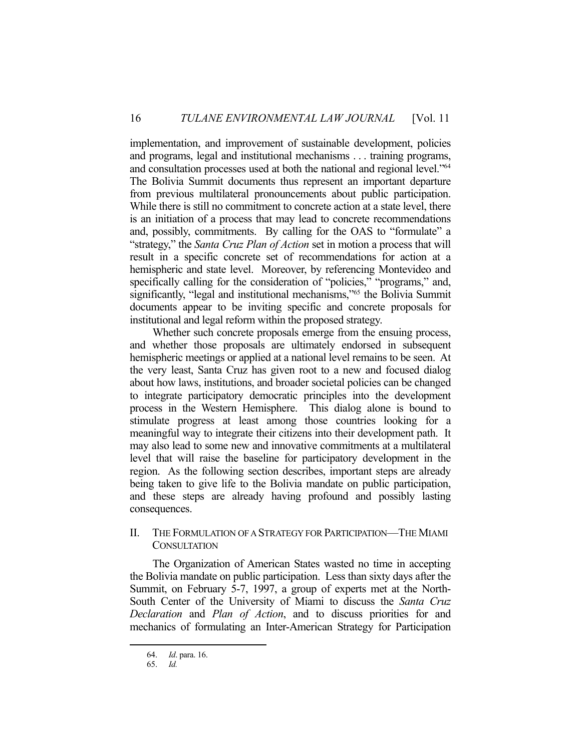implementation, and improvement of sustainable development, policies and programs, legal and institutional mechanisms . . . training programs, and consultation processes used at both the national and regional level."[64] The Bolivia Summit documents thus represent an important departure from previous multilateral pronouncements about public participation. While there is still no commitment to concrete action at a state level, there is an initiation of a process that may lead to concrete recommendations and, possibly, commitments. By calling for the OAS to "formulate" a "strategy," the *Santa Cruz Plan of Action* set in motion a process that will result in a specific concrete set of recommendations for action at a hemispheric and state level. Moreover, by referencing Montevideo and specifically calling for the consideration of "policies," "programs," and, significantly, "legal and institutional mechanisms,"[65] the Bolivia Summit documents appear to be inviting specific and concrete proposals for institutional and legal reform within the proposed strategy.

Whether such concrete proposals emerge from the ensuing process, and whether those proposals are ultimately endorsed in subsequent hemispheric meetings or applied at a national level remains to be seen. At the very least, Santa Cruz has given root to a new and focused dialog about how laws, institutions, and broader societal policies can be changed to integrate participatory democratic principles into the development process in the Western Hemisphere. This dialog alone is bound to stimulate progress at least among those countries looking for a meaningful way to integrate their citizens into their development path. It may also lead to some new and innovative commitments at a multilateral level that will raise the baseline for participatory development in the region. As the following section describes, important steps are already being taken to give life to the Bolivia mandate on public participation, and these steps are already having profound and possibly lasting consequences.

## II. The Formulation of a Strategy for Participation—The Miami Consultation

The Organization of American States wasted no time in accepting the Bolivia mandate on public participation. Less than sixty days after the Summit, on February 5-7, 1997, a group of experts met at the North-South Center of the University of Miami to discuss the *Santa Cruz Declaration* and *Plan of Action*, and to discuss priorities for and mechanics of formulating an Inter-American Strategy for Participation

---

64. *Id*. para. 16.

65. *Id.*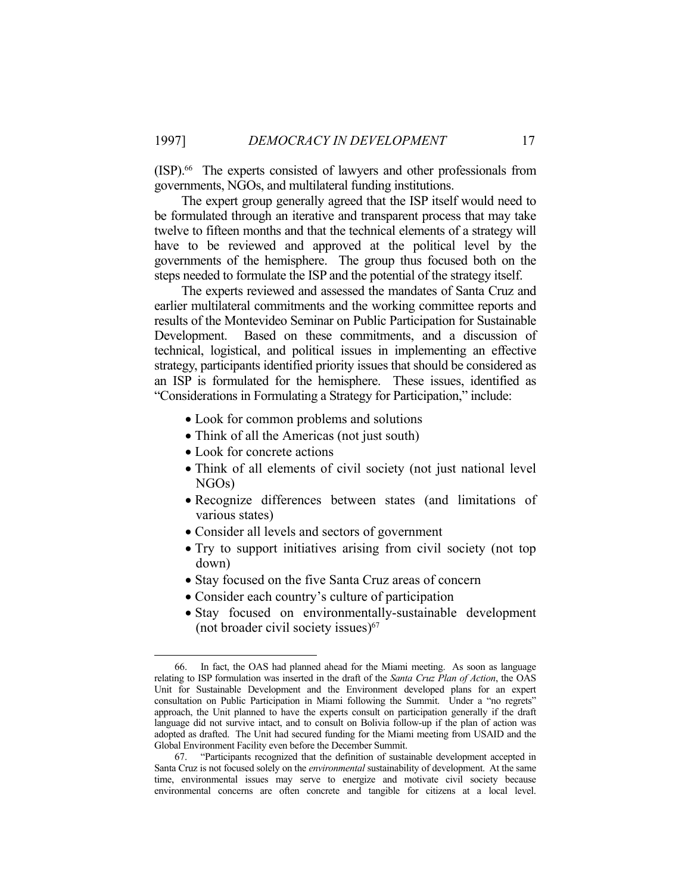(ISP).[66] The experts consisted of lawyers and other professionals from governments, NGOs, and multilateral funding institutions.

The expert group generally agreed that the ISP itself would need to be formulated through an iterative and transparent process that may take twelve to fifteen months and that the technical elements of a strategy will have to be reviewed and approved at the political level by the governments of the hemisphere. The group thus focused both on the steps needed to formulate the ISP and the potential of the strategy itself.

The experts reviewed and assessed the mandates of Santa Cruz and earlier multilateral commitments and the working committee reports and results of the Montevideo Seminar on Public Participation for Sustainable Development. Based on these commitments, and a discussion of technical, logistical, and political issues in implementing an effective strategy, participants identified priority issues that should be considered as an ISP is formulated for the hemisphere. These issues, identified as "Considerations in Formulating a Strategy for Participation," include:

- Look for common problems and solutions
- Think of all the Americas (not just south)
- Look for concrete actions
- Think of all elements of civil society (not just national level NGOs)
- Recognize differences between states (and limitations of various states)
- Consider all levels and sectors of government
- Try to support initiatives arising from civil society (not top down)
- Stay focused on the five Santa Cruz areas of concern
- Consider each country's culture of participation
- Stay focused on environmentally-sustainable development (not broader civil society issues)[67]

---

66. In fact, the OAS had planned ahead for the Miami meeting. As soon as language relating to ISP formulation was inserted in the draft of the *Santa Cruz Plan of Action*, the OAS Unit for Sustainable Development and the Environment developed plans for an expert consultation on Public Participation in Miami following the Summit. Under a "no regrets" approach, the Unit planned to have the experts consult on participation generally if the draft language did not survive intact, and to consult on Bolivia follow-up if the plan of action was adopted as drafted. The Unit had secured funding for the Miami meeting from USAID and the Global Environment Facility even before the December Summit.

67. "Participants recognized that the definition of sustainable development accepted in Santa Cruz is not focused solely on the *environmental* sustainability of development. At the same time, environmental issues may serve to energize and motivate civil society because environmental concerns are often concrete and tangible for citizens at a local level.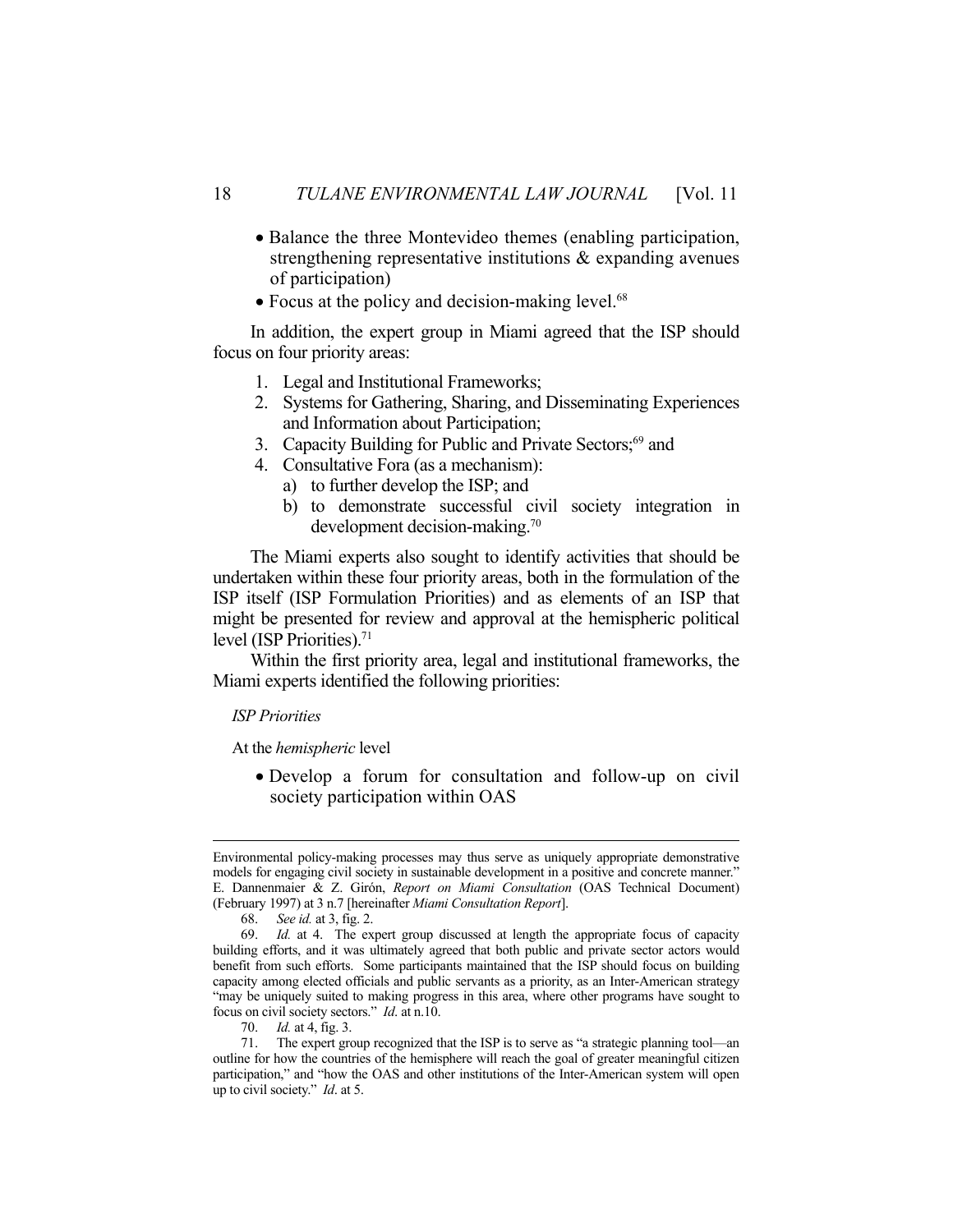- Balance the three Montevideo themes (enabling participation, strengthening representative institutions & expanding avenues of participation)
- Focus at the policy and decision-making level.[68]

In addition, the expert group in Miami agreed that the ISP should focus on four priority areas:

1. Legal and Institutional Frameworks;
2. Systems for Gathering, Sharing, and Disseminating Experiences and Information about Participation;
3. Capacity Building for Public and Private Sectors;[69] and
4. Consultative Fora (as a mechanism):
   a) to further develop the ISP; and
   b) to demonstrate successful civil society integration in development decision-making.[70]

The Miami experts also sought to identify activities that should be undertaken within these four priority areas, both in the formulation of the ISP itself (ISP Formulation Priorities) and as elements of an ISP that might be presented for review and approval at the hemispheric political level (ISP Priorities).[71]

Within the first priority area, legal and institutional frameworks, the Miami experts identified the following priorities:

*ISP Priorities*

At the *hemispheric* level

- Develop a forum for consultation and follow-up on civil society participation within OAS

---

Environmental policy-making processes may thus serve as uniquely appropriate demonstrative models for engaging civil society in sustainable development in a positive and concrete manner." E. Dannenmaier & Z. Girón, *Report on Miami Consultation* (OAS Technical Document) (February 1997) at 3 n.7 [hereinafter *Miami Consultation Report*].

68. *See id.* at 3, fig. 2.

69. *Id.* at 4. The expert group discussed at length the appropriate focus of capacity building efforts, and it was ultimately agreed that both public and private sector actors would benefit from such efforts. Some participants maintained that the ISP should focus on building capacity among elected officials and public servants as a priority, as an Inter-American strategy "may be uniquely suited to making progress in this area, where other programs have sought to focus on civil society sectors." *Id*. at n.10.

70. *Id.* at 4, fig. 3.

71. The expert group recognized that the ISP is to serve as "a strategic planning tool—an outline for how the countries of the hemisphere will reach the goal of greater meaningful citizen participation," and "how the OAS and other institutions of the Inter-American system will open up to civil society." *Id*. at 5.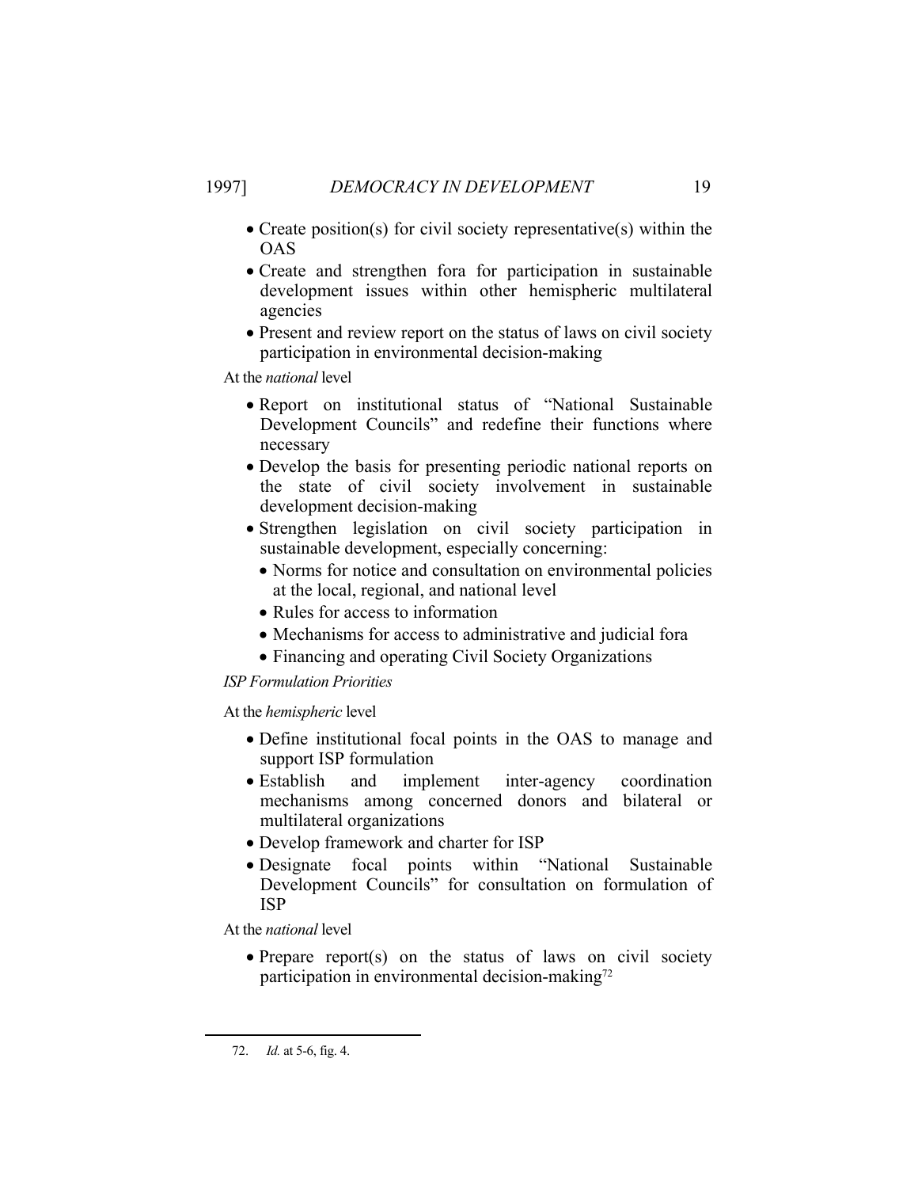- Create position(s) for civil society representative(s) within the OAS
- Create and strengthen fora for participation in sustainable development issues within other hemispheric multilateral agencies
- Present and review report on the status of laws on civil society participation in environmental decision-making

At the *national* level

- Report on institutional status of "National Sustainable Development Councils" and redefine their functions where necessary
- Develop the basis for presenting periodic national reports on the state of civil society involvement in sustainable development decision-making
- Strengthen legislation on civil society participation in sustainable development, especially concerning:
  - Norms for notice and consultation on environmental policies at the local, regional, and national level
  - Rules for access to information
  - Mechanisms for access to administrative and judicial fora
  - Financing and operating Civil Society Organizations

*ISP Formulation Priorities*

At the *hemispheric* level

- Define institutional focal points in the OAS to manage and support ISP formulation
- Establish and implement inter-agency coordination mechanisms among concerned donors and bilateral or multilateral organizations
- Develop framework and charter for ISP
- Designate focal points within "National Sustainable Development Councils" for consultation on formulation of ISP

At the *national* level

- Prepare report(s) on the status of laws on civil society participation in environmental decision-making[72]

---

72. *Id.* at 5-6, fig. 4.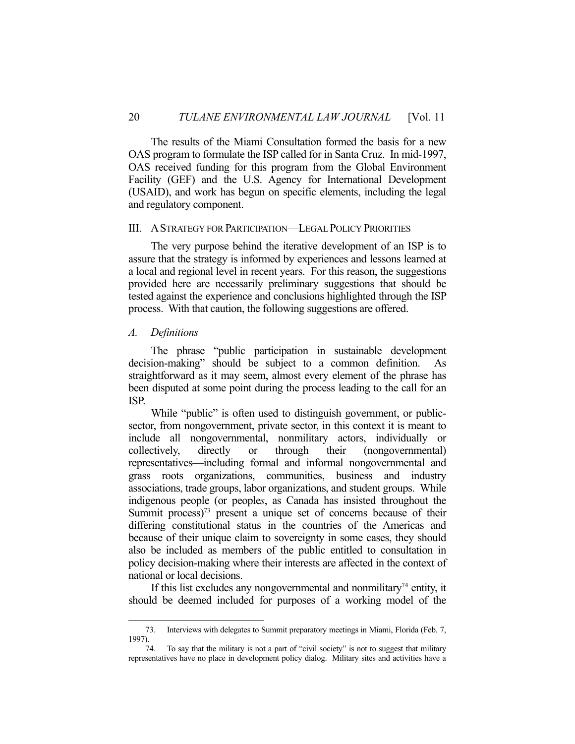The results of the Miami Consultation formed the basis for a new OAS program to formulate the ISP called for in Santa Cruz. In mid-1997, OAS received funding for this program from the Global Environment Facility (GEF) and the U.S. Agency for International Development (USAID), and work has begun on specific elements, including the legal and regulatory component.

## III. A STRATEGY FOR PARTICIPATION—LEGAL POLICY PRIORITIES

The very purpose behind the iterative development of an ISP is to assure that the strategy is informed by experiences and lessons learned at a local and regional level in recent years. For this reason, the suggestions provided here are necessarily preliminary suggestions that should be tested against the experience and conclusions highlighted through the ISP process. With that caution, the following suggestions are offered.

### *A. Definitions*

The phrase "public participation in sustainable development decision-making" should be subject to a common definition. As straightforward as it may seem, almost every element of the phrase has been disputed at some point during the process leading to the call for an ISP.

While "public" is often used to distinguish government, or public-sector, from nongovernment, private sector, in this context it is meant to include all nongovernmental, nonmilitary actors, individually or collectively, directly or through their (nongovernmental) representatives—including formal and informal nongovernmental and grass roots organizations, communities, business and industry associations, trade groups, labor organizations, and student groups. While indigenous people (or people*s*, as Canada has insisted throughout the Summit process)[73] present a unique set of concerns because of their differing constitutional status in the countries of the Americas and because of their unique claim to sovereignty in some cases, they should also be included as members of the public entitled to consultation in policy decision-making where their interests are affected in the context of national or local decisions.

If this list excludes any nongovernmental and nonmilitary[74] entity, it should be deemed included for purposes of a working model of the

---

73. Interviews with delegates to Summit preparatory meetings in Miami, Florida (Feb. 7, 1997).

74. To say that the military is not a part of "civil society" is not to suggest that military representatives have no place in development policy dialog. Military sites and activities have a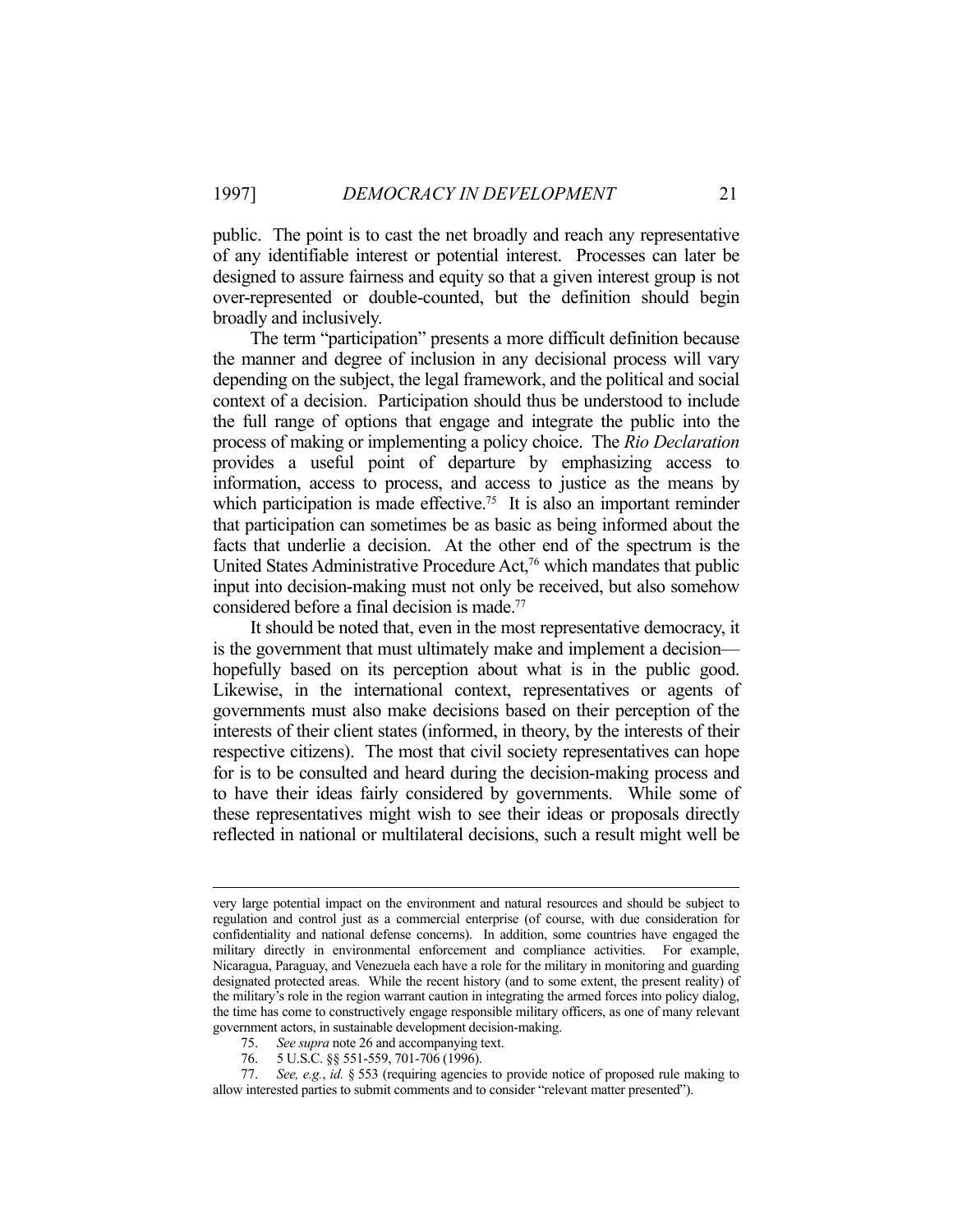public. The point is to cast the net broadly and reach any representative of any identifiable interest or potential interest. Processes can later be designed to assure fairness and equity so that a given interest group is not over-represented or double-counted, but the definition should begin broadly and inclusively.

The term "participation" presents a more difficult definition because the manner and degree of inclusion in any decisional process will vary depending on the subject, the legal framework, and the political and social context of a decision. Participation should thus be understood to include the full range of options that engage and integrate the public into the process of making or implementing a policy choice. The *Rio Declaration* provides a useful point of departure by emphasizing access to information, access to process, and access to justice as the means by which participation is made effective.[75] It is also an important reminder that participation can sometimes be as basic as being informed about the facts that underlie a decision. At the other end of the spectrum is the United States Administrative Procedure Act,[76] which mandates that public input into decision-making must not only be received, but also somehow considered before a final decision is made.[77]

It should be noted that, even in the most representative democracy, it is the government that must ultimately make and implement a decision—hopefully based on its perception about what is in the public good. Likewise, in the international context, representatives or agents of governments must also make decisions based on their perception of the interests of their client states (informed, in theory, by the interests of their respective citizens). The most that civil society representatives can hope for is to be consulted and heard during the decision-making process and to have their ideas fairly considered by governments. While some of these representatives might wish to see their ideas or proposals directly reflected in national or multilateral decisions, such a result might well be

---

very large potential impact on the environment and natural resources and should be subject to regulation and control just as a commercial enterprise (of course, with due consideration for confidentiality and national defense concerns). In addition, some countries have engaged the military directly in environmental enforcement and compliance activities. For example, Nicaragua, Paraguay, and Venezuela each have a role for the military in monitoring and guarding designated protected areas. While the recent history (and to some extent, the present reality) of the military's role in the region warrant caution in integrating the armed forces into policy dialog, the time has come to constructively engage responsible military officers, as one of many relevant government actors, in sustainable development decision-making.

75. *See supra* note 26 and accompanying text.

76. 5 U.S.C. §§ 551-559, 701-706 (1996).

77. *See, e.g.*, *id.* § 553 (requiring agencies to provide notice of proposed rule making to allow interested parties to submit comments and to consider "relevant matter presented").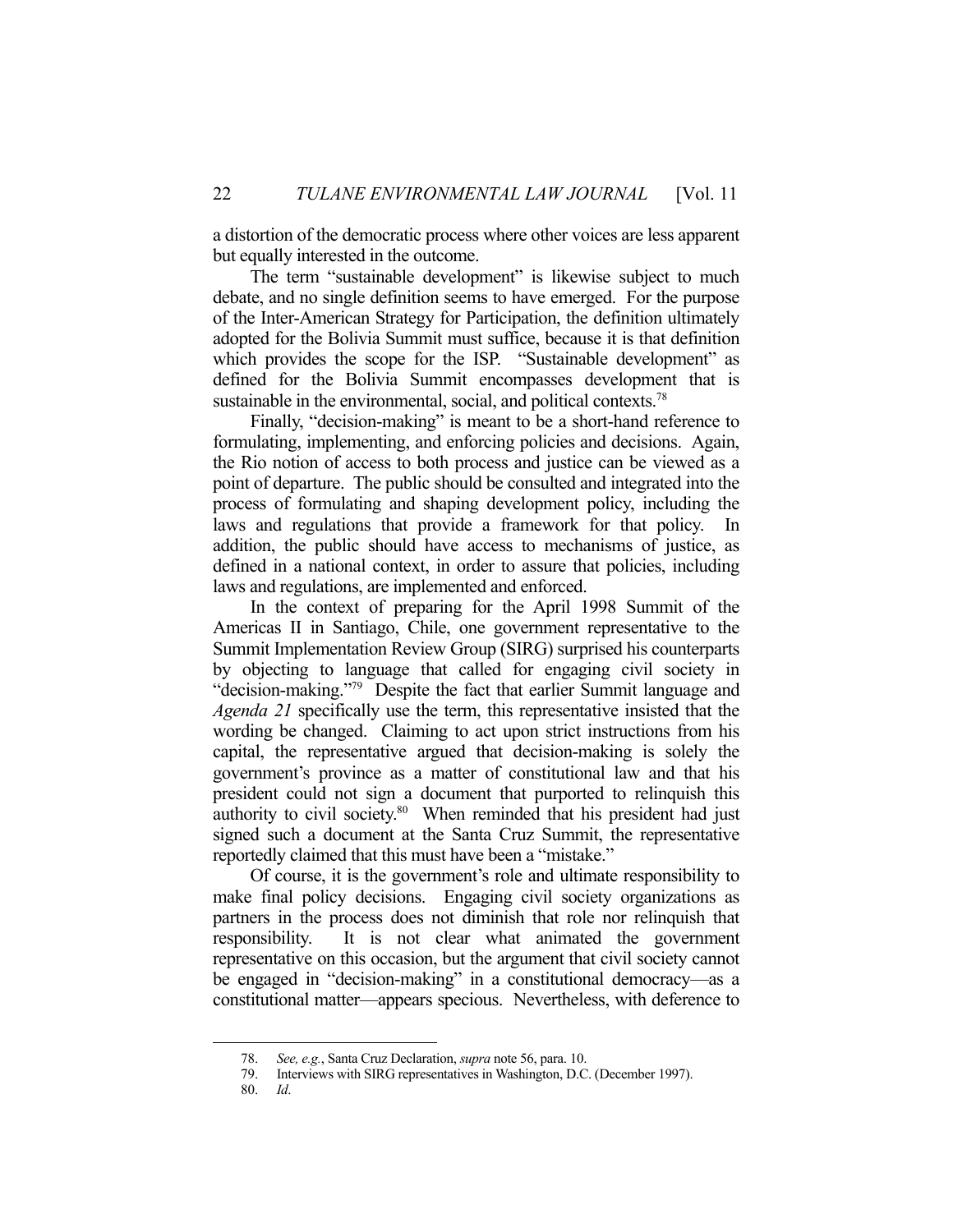a distortion of the democratic process where other voices are less apparent but equally interested in the outcome.

The term "sustainable development" is likewise subject to much debate, and no single definition seems to have emerged. For the purpose of the Inter-American Strategy for Participation, the definition ultimately adopted for the Bolivia Summit must suffice, because it is that definition which provides the scope for the ISP. "Sustainable development" as defined for the Bolivia Summit encompasses development that is sustainable in the environmental, social, and political contexts.[78]

Finally, "decision-making" is meant to be a short-hand reference to formulating, implementing, and enforcing policies and decisions. Again, the Rio notion of access to both process and justice can be viewed as a point of departure. The public should be consulted and integrated into the process of formulating and shaping development policy, including the laws and regulations that provide a framework for that policy. In addition, the public should have access to mechanisms of justice, as defined in a national context, in order to assure that policies, including laws and regulations, are implemented and enforced.

In the context of preparing for the April 1998 Summit of the Americas II in Santiago, Chile, one government representative to the Summit Implementation Review Group (SIRG) surprised his counterparts by objecting to language that called for engaging civil society in "decision-making."[79] Despite the fact that earlier Summit language and *Agenda 21* specifically use the term, this representative insisted that the wording be changed. Claiming to act upon strict instructions from his capital, the representative argued that decision-making is solely the government's province as a matter of constitutional law and that his president could not sign a document that purported to relinquish this authority to civil society.[80] When reminded that his president had just signed such a document at the Santa Cruz Summit, the representative reportedly claimed that this must have been a "mistake."

Of course, it is the government's role and ultimate responsibility to make final policy decisions. Engaging civil society organizations as partners in the process does not diminish that role nor relinquish that responsibility. It is not clear what animated the government representative on this occasion, but the argument that civil society cannot be engaged in "decision-making" in a constitutional democracy—as a constitutional matter—appears specious. Nevertheless, with deference to

---

78. *See, e.g.*, Santa Cruz Declaration, *supra* note 56, para. 10.

79. Interviews with SIRG representatives in Washington, D.C. (December 1997).

80. *Id*.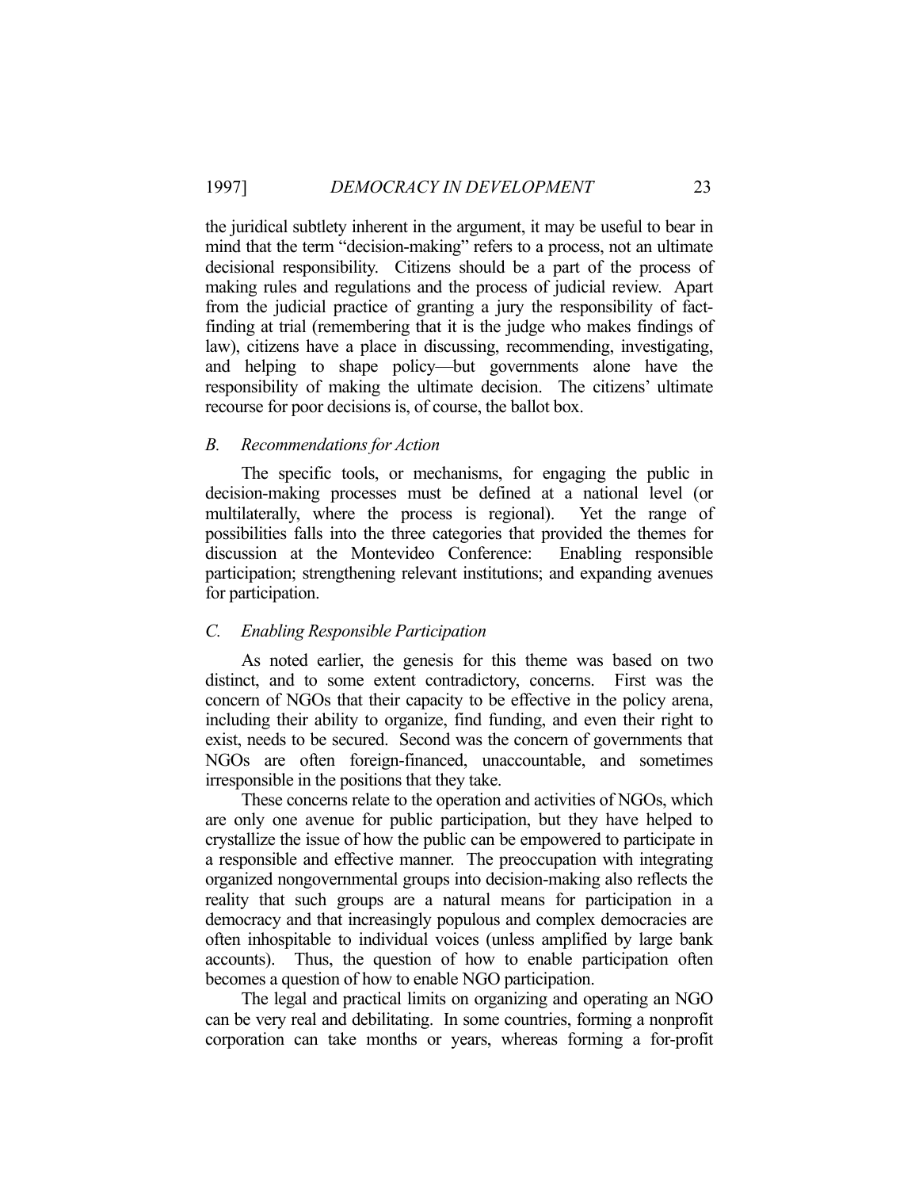the juridical subtlety inherent in the argument, it may be useful to bear in mind that the term "decision-making" refers to a process, not an ultimate decisional responsibility. Citizens should be a part of the process of making rules and regulations and the process of judicial review. Apart from the judicial practice of granting a jury the responsibility of fact-finding at trial (remembering that it is the judge who makes findings of law), citizens have a place in discussing, recommending, investigating, and helping to shape policy—but governments alone have the responsibility of making the ultimate decision. The citizens' ultimate recourse for poor decisions is, of course, the ballot box.

### *B. Recommendations for Action*

The specific tools, or mechanisms, for engaging the public in decision-making processes must be defined at a national level (or multilaterally, where the process is regional). Yet the range of possibilities falls into the three categories that provided the themes for discussion at the Montevideo Conference: Enabling responsible participation; strengthening relevant institutions; and expanding avenues for participation.

### *C. Enabling Responsible Participation*

As noted earlier, the genesis for this theme was based on two distinct, and to some extent contradictory, concerns. First was the concern of NGOs that their capacity to be effective in the policy arena, including their ability to organize, find funding, and even their right to exist, needs to be secured. Second was the concern of governments that NGOs are often foreign-financed, unaccountable, and sometimes irresponsible in the positions that they take.

These concerns relate to the operation and activities of NGOs, which are only one avenue for public participation, but they have helped to crystallize the issue of how the public can be empowered to participate in a responsible and effective manner. The preoccupation with integrating organized nongovernmental groups into decision-making also reflects the reality that such groups are a natural means for participation in a democracy and that increasingly populous and complex democracies are often inhospitable to individual voices (unless amplified by large bank accounts). Thus, the question of how to enable participation often becomes a question of how to enable NGO participation.

The legal and practical limits on organizing and operating an NGO can be very real and debilitating. In some countries, forming a nonprofit corporation can take months or years, whereas forming a for-profit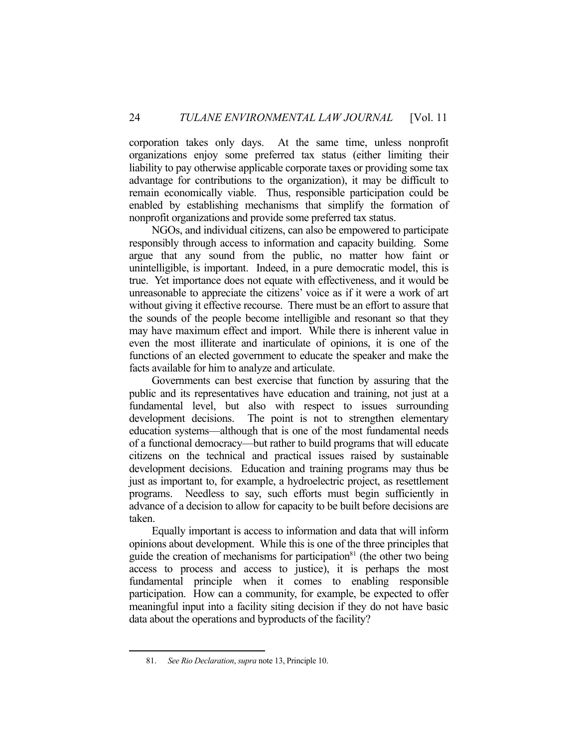corporation takes only days. At the same time, unless nonprofit organizations enjoy some preferred tax status (either limiting their liability to pay otherwise applicable corporate taxes or providing some tax advantage for contributions to the organization), it may be difficult to remain economically viable. Thus, responsible participation could be enabled by establishing mechanisms that simplify the formation of nonprofit organizations and provide some preferred tax status.

NGOs, and individual citizens, can also be empowered to participate responsibly through access to information and capacity building. Some argue that any sound from the public, no matter how faint or unintelligible, is important. Indeed, in a pure democratic model, this is true. Yet importance does not equate with effectiveness, and it would be unreasonable to appreciate the citizens' voice as if it were a work of art without giving it effective recourse. There must be an effort to assure that the sounds of the people become intelligible and resonant so that they may have maximum effect and import. While there is inherent value in even the most illiterate and inarticulate of opinions, it is one of the functions of an elected government to educate the speaker and make the facts available for him to analyze and articulate.

Governments can best exercise that function by assuring that the public and its representatives have education and training, not just at a fundamental level, but also with respect to issues surrounding development decisions. The point is not to strengthen elementary education systems—although that is one of the most fundamental needs of a functional democracy—but rather to build programs that will educate citizens on the technical and practical issues raised by sustainable development decisions. Education and training programs may thus be just as important to, for example, a hydroelectric project, as resettlement programs. Needless to say, such efforts must begin sufficiently in advance of a decision to allow for capacity to be built before decisions are taken.

Equally important is access to information and data that will inform opinions about development. While this is one of the three principles that guide the creation of mechanisms for participation[81] (the other two being access to process and access to justice), it is perhaps the most fundamental principle when it comes to enabling responsible participation. How can a community, for example, be expected to offer meaningful input into a facility siting decision if they do not have basic data about the operations and byproducts of the facility?

---

81. *See Rio Declaration*, *supra* note 13, Principle 10.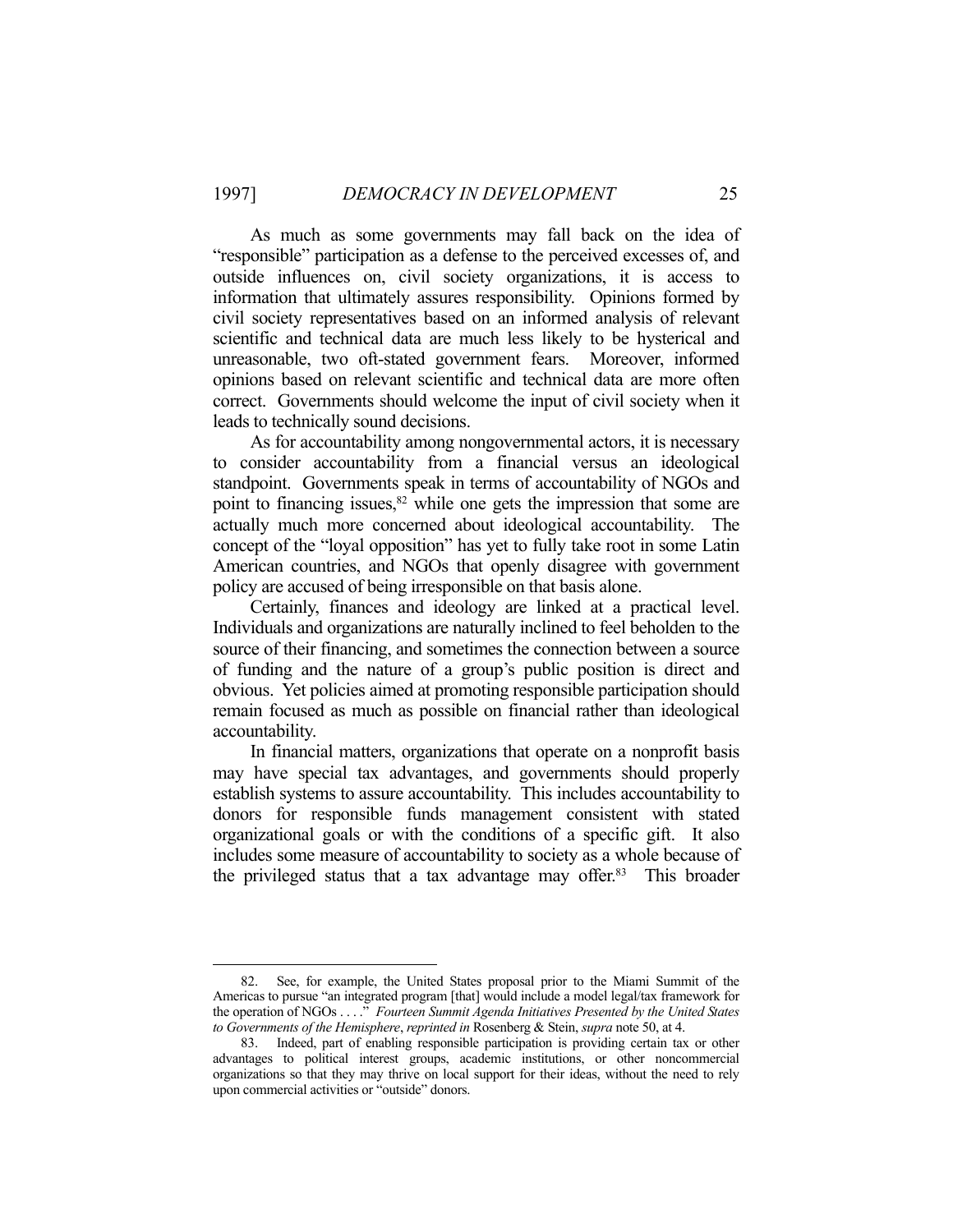As much as some governments may fall back on the idea of "responsible" participation as a defense to the perceived excesses of, and outside influences on, civil society organizations, it is access to information that ultimately assures responsibility. Opinions formed by civil society representatives based on an informed analysis of relevant scientific and technical data are much less likely to be hysterical and unreasonable, two oft-stated government fears. Moreover, informed opinions based on relevant scientific and technical data are more often correct. Governments should welcome the input of civil society when it leads to technically sound decisions.

As for accountability among nongovernmental actors, it is necessary to consider accountability from a financial versus an ideological standpoint. Governments speak in terms of accountability of NGOs and point to financing issues,[82] while one gets the impression that some are actually much more concerned about ideological accountability. The concept of the "loyal opposition" has yet to fully take root in some Latin American countries, and NGOs that openly disagree with government policy are accused of being irresponsible on that basis alone.

Certainly, finances and ideology are linked at a practical level. Individuals and organizations are naturally inclined to feel beholden to the source of their financing, and sometimes the connection between a source of funding and the nature of a group's public position is direct and obvious. Yet policies aimed at promoting responsible participation should remain focused as much as possible on financial rather than ideological accountability.

In financial matters, organizations that operate on a nonprofit basis may have special tax advantages, and governments should properly establish systems to assure accountability. This includes accountability to donors for responsible funds management consistent with stated organizational goals or with the conditions of a specific gift. It also includes some measure of accountability to society as a whole because of the privileged status that a tax advantage may offer.[83] This broader

---

82. See, for example, the United States proposal prior to the Miami Summit of the Americas to pursue "an integrated program [that] would include a model legal/tax framework for the operation of NGOs . . . ." *Fourteen Summit Agenda Initiatives Presented by the United States to Governments of the Hemisphere*, *reprinted in* Rosenberg & Stein, *supra* note 50, at 4.

83. Indeed, part of enabling responsible participation is providing certain tax or other advantages to political interest groups, academic institutions, or other noncommercial organizations so that they may thrive on local support for their ideas, without the need to rely upon commercial activities or "outside" donors.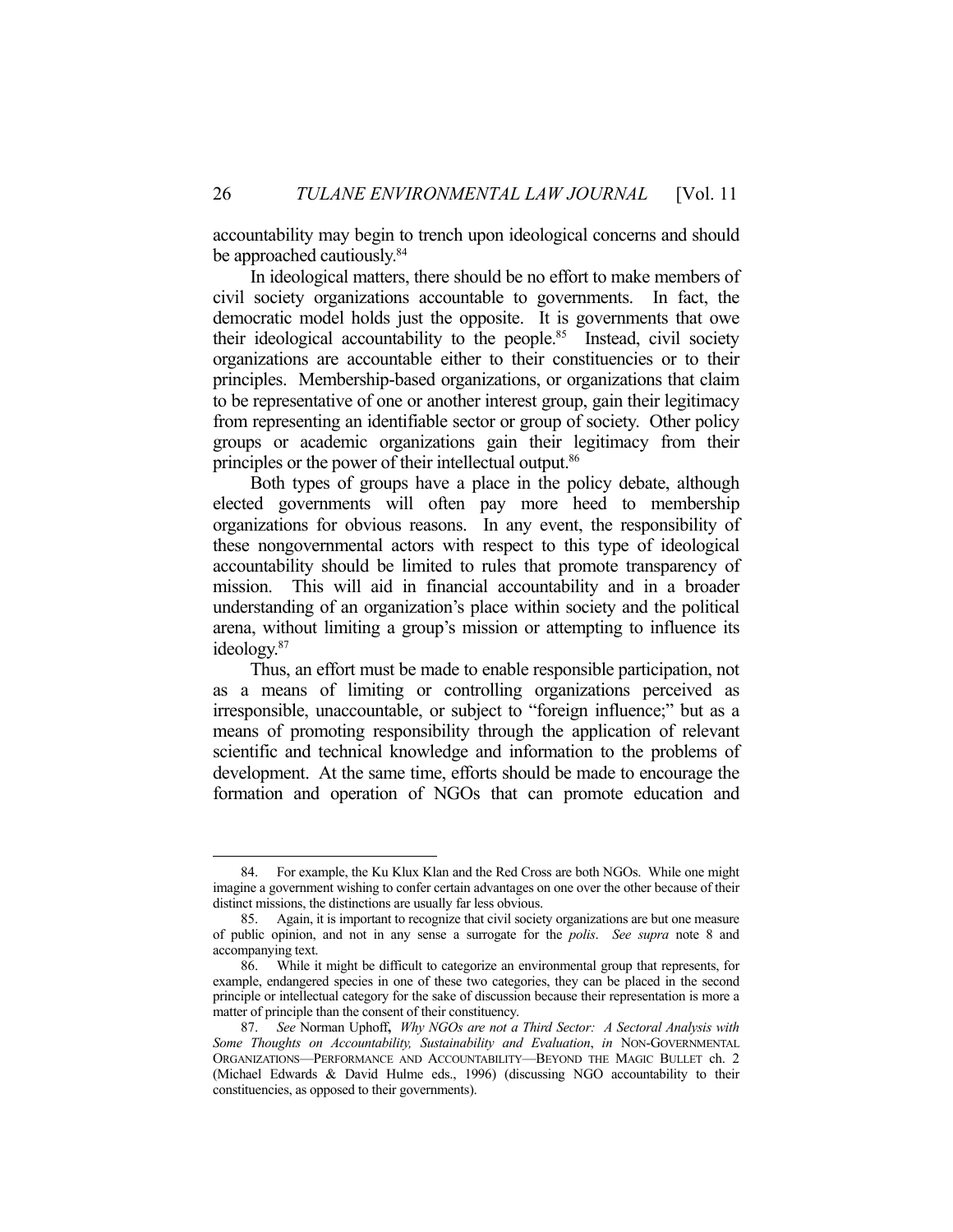accountability may begin to trench upon ideological concerns and should be approached cautiously.[84]

In ideological matters, there should be no effort to make members of civil society organizations accountable to governments. In fact, the democratic model holds just the opposite. It is governments that owe their ideological accountability to the people.[85] Instead, civil society organizations are accountable either to their constituencies or to their principles. Membership-based organizations, or organizations that claim to be representative of one or another interest group, gain their legitimacy from representing an identifiable sector or group of society. Other policy groups or academic organizations gain their legitimacy from their principles or the power of their intellectual output.[86]

Both types of groups have a place in the policy debate, although elected governments will often pay more heed to membership organizations for obvious reasons. In any event, the responsibility of these nongovernmental actors with respect to this type of ideological accountability should be limited to rules that promote transparency of mission. This will aid in financial accountability and in a broader understanding of an organization's place within society and the political arena, without limiting a group's mission or attempting to influence its ideology.[87]

Thus, an effort must be made to enable responsible participation, not as a means of limiting or controlling organizations perceived as irresponsible, unaccountable, or subject to "foreign influence;" but as a means of promoting responsibility through the application of relevant scientific and technical knowledge and information to the problems of development. At the same time, efforts should be made to encourage the formation and operation of NGOs that can promote education and

---

84. For example, the Ku Klux Klan and the Red Cross are both NGOs. While one might imagine a government wishing to confer certain advantages on one over the other because of their distinct missions, the distinctions are usually far less obvious.

85. Again, it is important to recognize that civil society organizations are but one measure of public opinion, and not in any sense a surrogate for the *polis*. *See supra* note 8 and accompanying text.

86. While it might be difficult to categorize an environmental group that represents, for example, endangered species in one of these two categories, they can be placed in the second principle or intellectual category for the sake of discussion because their representation is more a matter of principle than the consent of their constituency.

87. *See* Norman Uphoff, *Why NGOs are not a Third Sector: A Sectoral Analysis with Some Thoughts on Accountability, Sustainability and Evaluation*, *in* NON-GOVERNMENTAL ORGANIZATIONS—PERFORMANCE AND ACCOUNTABILITY—BEYOND THE MAGIC BULLET ch. 2 (Michael Edwards & David Hulme eds., 1996) (discussing NGO accountability to their constituencies, as opposed to their governments).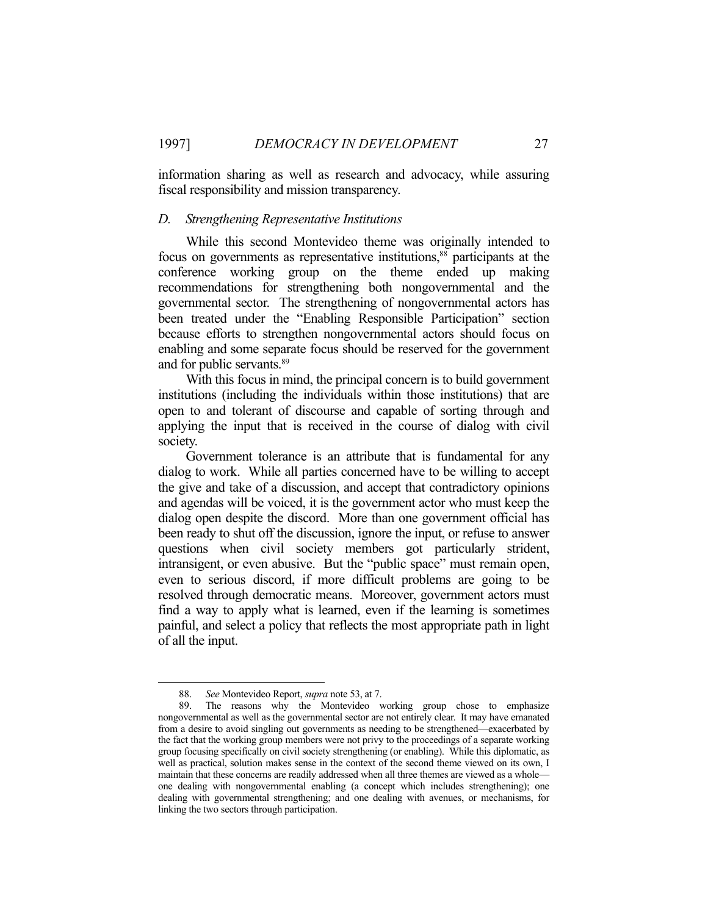information sharing as well as research and advocacy, while assuring fiscal responsibility and mission transparency.

### *D. Strengthening Representative Institutions*

While this second Montevideo theme was originally intended to focus on governments as representative institutions,[88] participants at the conference working group on the theme ended up making recommendations for strengthening both nongovernmental and the governmental sector. The strengthening of nongovernmental actors has been treated under the "Enabling Responsible Participation" section because efforts to strengthen nongovernmental actors should focus on enabling and some separate focus should be reserved for the government and for public servants.[89]

With this focus in mind, the principal concern is to build government institutions (including the individuals within those institutions) that are open to and tolerant of discourse and capable of sorting through and applying the input that is received in the course of dialog with civil society.

Government tolerance is an attribute that is fundamental for any dialog to work. While all parties concerned have to be willing to accept the give and take of a discussion, and accept that contradictory opinions and agendas will be voiced, it is the government actor who must keep the dialog open despite the discord. More than one government official has been ready to shut off the discussion, ignore the input, or refuse to answer questions when civil society members got particularly strident, intransigent, or even abusive. But the "public space" must remain open, even to serious discord, if more difficult problems are going to be resolved through democratic means. Moreover, government actors must find a way to apply what is learned, even if the learning is sometimes painful, and select a policy that reflects the most appropriate path in light of all the input.

---

88. *See* Montevideo Report, *supra* note 53, at 7.

89. The reasons why the Montevideo working group chose to emphasize nongovernmental as well as the governmental sector are not entirely clear. It may have emanated from a desire to avoid singling out governments as needing to be strengthened—exacerbated by the fact that the working group members were not privy to the proceedings of a separate working group focusing specifically on civil society strengthening (or enabling). While this diplomatic, as well as practical, solution makes sense in the context of the second theme viewed on its own, I maintain that these concerns are readily addressed when all three themes are viewed as a whole—one dealing with nongovernmental enabling (a concept which includes strengthening); one dealing with governmental strengthening; and one dealing with avenues, or mechanisms, for linking the two sectors through participation.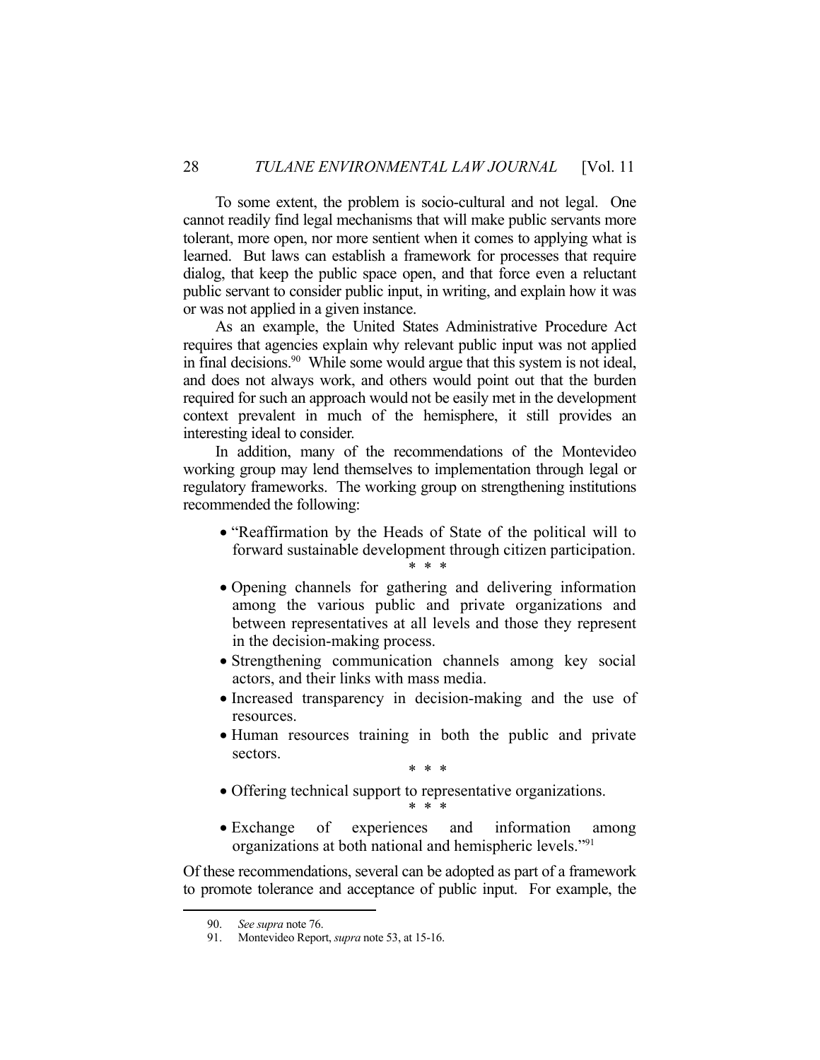To some extent, the problem is socio-cultural and not legal. One cannot readily find legal mechanisms that will make public servants more tolerant, more open, nor more sentient when it comes to applying what is learned. But laws can establish a framework for processes that require dialog, that keep the public space open, and that force even a reluctant public servant to consider public input, in writing, and explain how it was or was not applied in a given instance.

As an example, the United States Administrative Procedure Act requires that agencies explain why relevant public input was not applied in final decisions.[90] While some would argue that this system is not ideal, and does not always work, and others would point out that the burden required for such an approach would not be easily met in the development context prevalent in much of the hemisphere, it still provides an interesting ideal to consider.

In addition, many of the recommendations of the Montevideo working group may lend themselves to implementation through legal or regulatory frameworks. The working group on strengthening institutions recommended the following:

- "Reaffirmation by the Heads of State of the political will to forward sustainable development through citizen participation.

\* \* \*

- Opening channels for gathering and delivering information among the various public and private organizations and between representatives at all levels and those they represent in the decision-making process.
- Strengthening communication channels among key social actors, and their links with mass media.
- Increased transparency in decision-making and the use of resources.
- Human resources training in both the public and private sectors.

\* \* \*

- Offering technical support to representative organizations.

\* \* \*

- Exchange of experiences and information among organizations at both national and hemispheric levels."[91]

Of these recommendations, several can be adopted as part of a framework to promote tolerance and acceptance of public input. For example, the

---

90. *See supra* note 76.

91. Montevideo Report, *supra* note 53, at 15-16.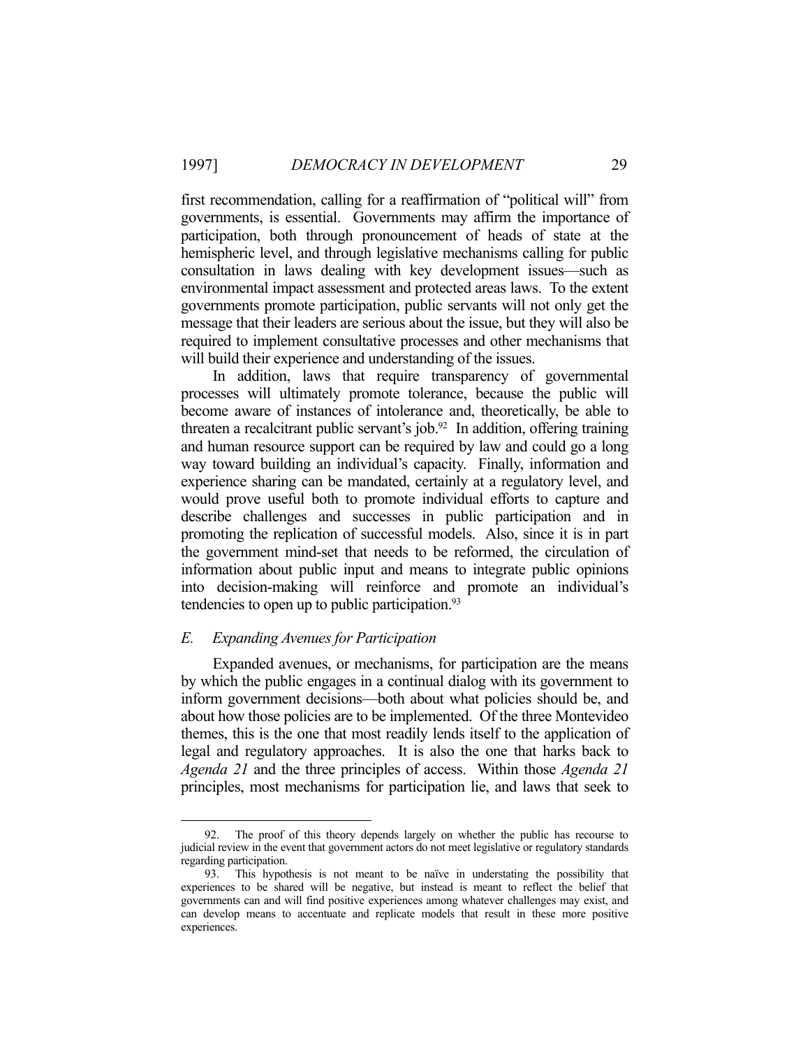first recommendation, calling for a reaffirmation of "political will" from governments, is essential. Governments may affirm the importance of participation, both through pronouncement of heads of state at the hemispheric level, and through legislative mechanisms calling for public consultation in laws dealing with key development issues—such as environmental impact assessment and protected areas laws. To the extent governments promote participation, public servants will not only get the message that their leaders are serious about the issue, but they will also be required to implement consultative processes and other mechanisms that will build their experience and understanding of the issues.

In addition, laws that require transparency of governmental processes will ultimately promote tolerance, because the public will become aware of instances of intolerance and, theoretically, be able to threaten a recalcitrant public servant's job.[92] In addition, offering training and human resource support can be required by law and could go a long way toward building an individual's capacity. Finally, information and experience sharing can be mandated, certainly at a regulatory level, and would prove useful both to promote individual efforts to capture and describe challenges and successes in public participation and in promoting the replication of successful models. Also, since it is in part the government mind-set that needs to be reformed, the circulation of information about public input and means to integrate public opinions into decision-making will reinforce and promote an individual's tendencies to open up to public participation.[93]

### *E. Expanding Avenues for Participation*

Expanded avenues, or mechanisms, for participation are the means by which the public engages in a continual dialog with its government to inform government decisions—both about what policies should be, and about how those policies are to be implemented. Of the three Montevideo themes, this is the one that most readily lends itself to the application of legal and regulatory approaches. It is also the one that harks back to *Agenda 21* and the three principles of access. Within those *Agenda 21* principles, most mechanisms for participation lie, and laws that seek to

---

92. The proof of this theory depends largely on whether the public has recourse to judicial review in the event that government actors do not meet legislative or regulatory standards regarding participation.

93. This hypothesis is not meant to be naïve in understating the possibility that experiences to be shared will be negative, but instead is meant to reflect the belief that governments can and will find positive experiences among whatever challenges may exist, and can develop means to accentuate and replicate models that result in these more positive experiences.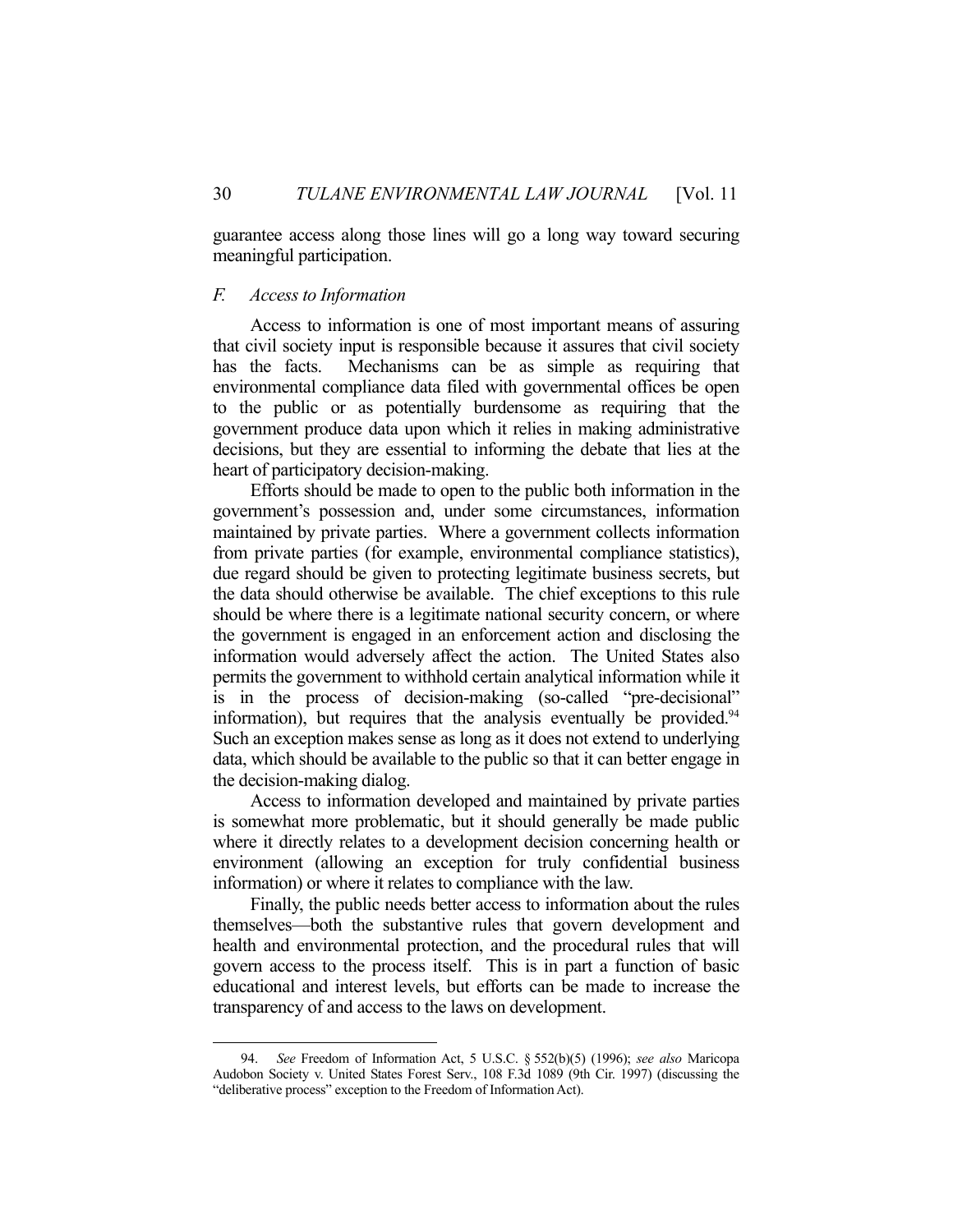guarantee access along those lines will go a long way toward securing meaningful participation.

### *F. Access to Information*

Access to information is one of most important means of assuring that civil society input is responsible because it assures that civil society has the facts. Mechanisms can be as simple as requiring that environmental compliance data filed with governmental offices be open to the public or as potentially burdensome as requiring that the government produce data upon which it relies in making administrative decisions, but they are essential to informing the debate that lies at the heart of participatory decision-making.

Efforts should be made to open to the public both information in the government's possession and, under some circumstances, information maintained by private parties. Where a government collects information from private parties (for example, environmental compliance statistics), due regard should be given to protecting legitimate business secrets, but the data should otherwise be available. The chief exceptions to this rule should be where there is a legitimate national security concern, or where the government is engaged in an enforcement action and disclosing the information would adversely affect the action. The United States also permits the government to withhold certain analytical information while it is in the process of decision-making (so-called "pre-decisional" information), but requires that the analysis eventually be provided.[94] Such an exception makes sense as long as it does not extend to underlying data, which should be available to the public so that it can better engage in the decision-making dialog.

Access to information developed and maintained by private parties is somewhat more problematic, but it should generally be made public where it directly relates to a development decision concerning health or environment (allowing an exception for truly confidential business information) or where it relates to compliance with the law.

Finally, the public needs better access to information about the rules themselves—both the substantive rules that govern development and health and environmental protection, and the procedural rules that will govern access to the process itself. This is in part a function of basic educational and interest levels, but efforts can be made to increase the transparency of and access to the laws on development.

---

94. *See* Freedom of Information Act, 5 U.S.C. § 552(b)(5) (1996); *see also* Maricopa Audobon Society v. United States Forest Serv., 108 F.3d 1089 (9th Cir. 1997) (discussing the "deliberative process" exception to the Freedom of Information Act).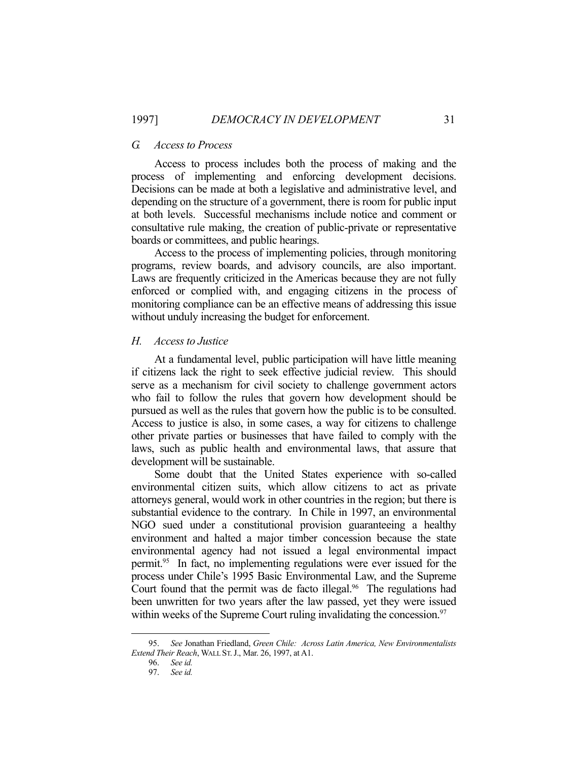### *G. Access to Process*

Access to process includes both the process of making and the process of implementing and enforcing development decisions. Decisions can be made at both a legislative and administrative level, and depending on the structure of a government, there is room for public input at both levels. Successful mechanisms include notice and comment or consultative rule making, the creation of public-private or representative boards or committees, and public hearings.

Access to the process of implementing policies, through monitoring programs, review boards, and advisory councils, are also important. Laws are frequently criticized in the Americas because they are not fully enforced or complied with, and engaging citizens in the process of monitoring compliance can be an effective means of addressing this issue without unduly increasing the budget for enforcement.

### *H. Access to Justice*

At a fundamental level, public participation will have little meaning if citizens lack the right to seek effective judicial review. This should serve as a mechanism for civil society to challenge government actors who fail to follow the rules that govern how development should be pursued as well as the rules that govern how the public is to be consulted. Access to justice is also, in some cases, a way for citizens to challenge other private parties or businesses that have failed to comply with the laws, such as public health and environmental laws, that assure that development will be sustainable.

Some doubt that the United States experience with so-called environmental citizen suits, which allow citizens to act as private attorneys general, would work in other countries in the region; but there is substantial evidence to the contrary. In Chile in 1997, an environmental NGO sued under a constitutional provision guaranteeing a healthy environment and halted a major timber concession because the state environmental agency had not issued a legal environmental impact permit.[95] In fact, no implementing regulations were ever issued for the process under Chile's 1995 Basic Environmental Law, and the Supreme Court found that the permit was de facto illegal.[96] The regulations had been unwritten for two years after the law passed, yet they were issued within weeks of the Supreme Court ruling invalidating the concession.[97]

---

95. *See* Jonathan Friedland, *Green Chile: Across Latin America, New Environmentalists Extend Their Reach*, WALL ST. J., Mar. 26, 1997, at A1.

96. *See id.*

97. *See id.*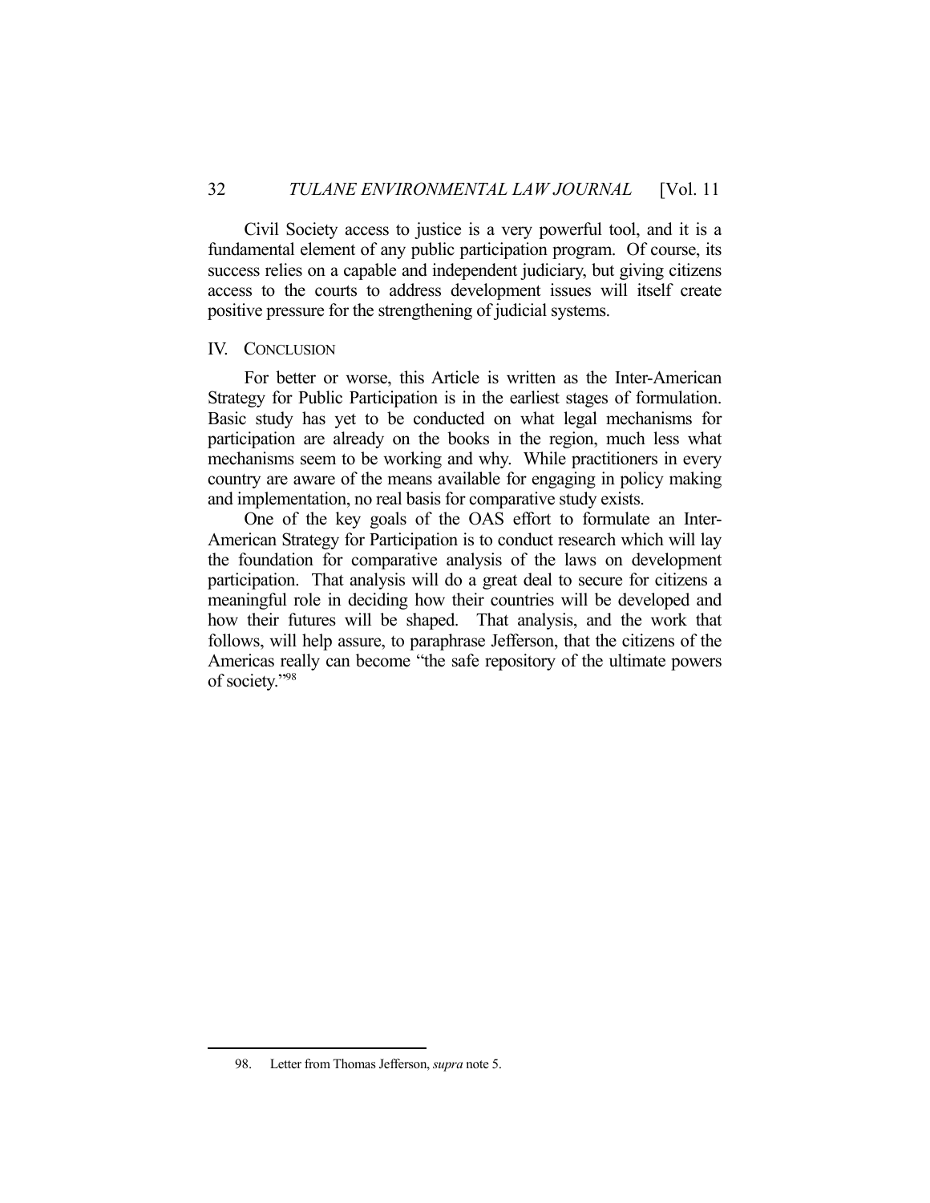Civil Society access to justice is a very powerful tool, and it is a fundamental element of any public participation program. Of course, its success relies on a capable and independent judiciary, but giving citizens access to the courts to address development issues will itself create positive pressure for the strengthening of judicial systems.

## IV. CONCLUSION

For better or worse, this Article is written as the Inter-American Strategy for Public Participation is in the earliest stages of formulation. Basic study has yet to be conducted on what legal mechanisms for participation are already on the books in the region, much less what mechanisms seem to be working and why. While practitioners in every country are aware of the means available for engaging in policy making and implementation, no real basis for comparative study exists.

One of the key goals of the OAS effort to formulate an Inter-American Strategy for Participation is to conduct research which will lay the foundation for comparative analysis of the laws on development participation. That analysis will do a great deal to secure for citizens a meaningful role in deciding how their countries will be developed and how their futures will be shaped. That analysis, and the work that follows, will help assure, to paraphrase Jefferson, that the citizens of the Americas really can become "the safe repository of the ultimate powers of society."[98]

---

98. Letter from Thomas Jefferson, *supra* note 5.